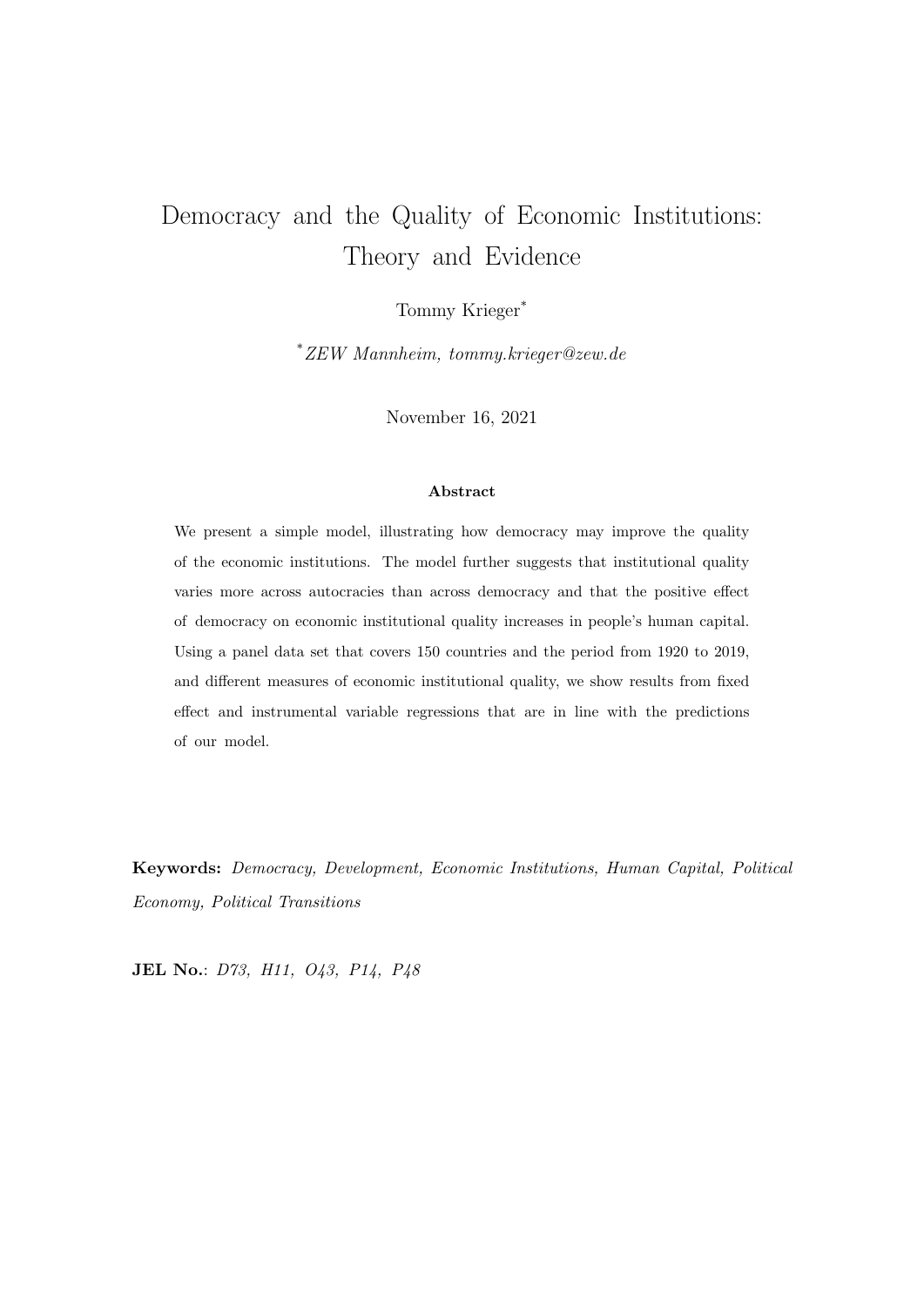# Democracy and the Quality of Economic Institutions: Theory and Evidence

Tommy Krieger[*]

[*] *ZEW Mannheim, tommy.krieger@zew.de*

November 16, 2021

### Abstract

We present a simple model, illustrating how democracy may improve the quality of the economic institutions. The model further suggests that institutional quality varies more across autocracies than across democracy and that the positive effect of democracy on economic institutional quality increases in people's human capital. Using a panel data set that covers 150 countries and the period from 1920 to 2019, and different measures of economic institutional quality, we show results from fixed effect and instrumental variable regressions that are in line with the predictions of our model.

**Keywords:** *Democracy, Development, Economic Institutions, Human Capital, Political Economy, Political Transitions*

**JEL No.**: *D73, H11, O43, P14, P48*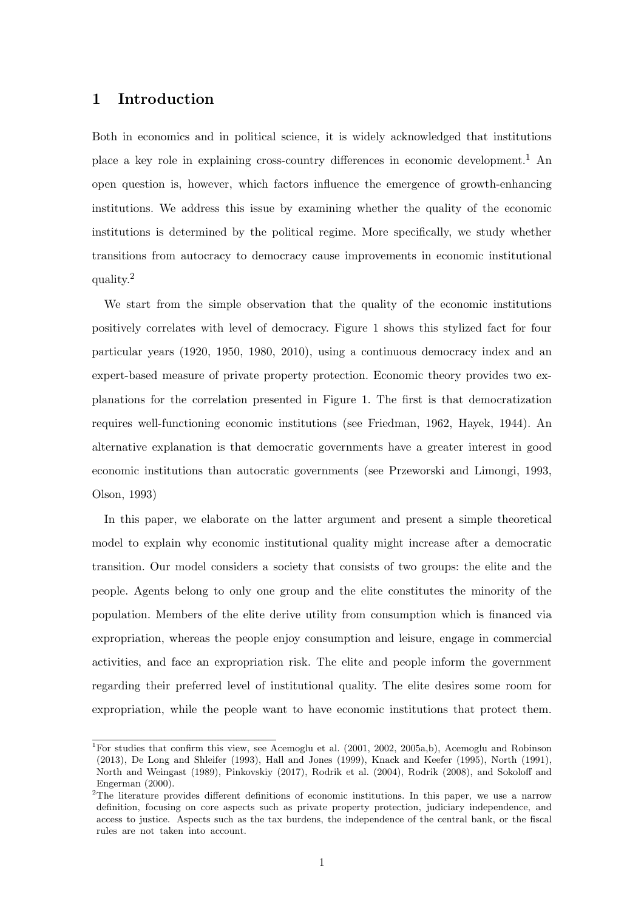# 1 Introduction

Both in economics and in political science, it is widely acknowledged that institutions place a key role in explaining cross-country differences in economic development.[1] An open question is, however, which factors influence the emergence of growth-enhancing institutions. We address this issue by examining whether the quality of the economic institutions is determined by the political regime. More specifically, we study whether transitions from autocracy to democracy cause improvements in economic institutional quality.[2]

We start from the simple observation that the quality of the economic institutions positively correlates with level of democracy. Figure 1 shows this stylized fact for four particular years (1920, 1950, 1980, 2010), using a continuous democracy index and an expert-based measure of private property protection. Economic theory provides two explanations for the correlation presented in Figure 1. The first is that democratization requires well-functioning economic institutions (see Friedman, 1962, Hayek, 1944). An alternative explanation is that democratic governments have a greater interest in good economic institutions than autocratic governments (see Przeworski and Limongi, 1993, Olson, 1993)

In this paper, we elaborate on the latter argument and present a simple theoretical model to explain why economic institutional quality might increase after a democratic transition. Our model considers a society that consists of two groups: the elite and the people. Agents belong to only one group and the elite constitutes the minority of the population. Members of the elite derive utility from consumption which is financed via expropriation, whereas the people enjoy consumption and leisure, engage in commercial activities, and face an expropriation risk. The elite and people inform the government regarding their preferred level of institutional quality. The elite desires some room for expropriation, while the people want to have economic institutions that protect them.

[1] For studies that confirm this view, see Acemoglu et al. (2001, 2002, 2005a,b), Acemoglu and Robinson (2013), De Long and Shleifer (1993), Hall and Jones (1999), Knack and Keefer (1995), North (1991), North and Weingast (1989), Pinkovskiy (2017), Rodrik et al. (2004), Rodrik (2008), and Sokoloff and Engerman (2000).

[2] The literature provides different definitions of economic institutions. In this paper, we use a narrow definition, focusing on core aspects such as private property protection, judiciary independence, and access to justice. Aspects such as the tax burdens, the independence of the central bank, or the fiscal rules are not taken into account.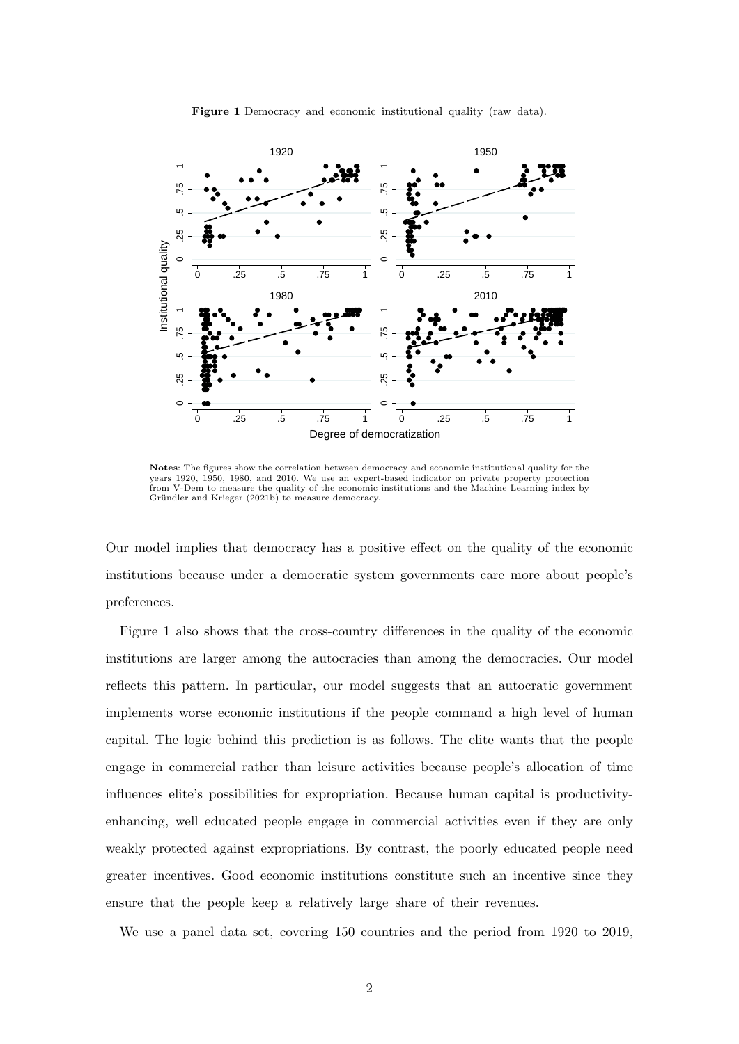**Figure 1** Democracy and economic institutional quality (raw data).

**Notes**: The figures show the correlation between democracy and economic institutional quality for the years 1920, 1950, 1980, and 2010. We use an expert-based indicator on private property protection from V-Dem to measure the quality of the economic institutions and the Machine Learning index by Gründler and Krieger (2021b) to measure democracy.

Our model implies that democracy has a positive effect on the quality of the economic institutions because under a democratic system governments care more about people's preferences.

Figure 1 also shows that the cross-country differences in the quality of the economic institutions are larger among the autocracies than among the democracies. Our model reflects this pattern. In particular, our model suggests that an autocratic government implements worse economic institutions if the people command a high level of human capital. The logic behind this prediction is as follows. The elite wants that the people engage in commercial rather than leisure activities because people's allocation of time influences elite's possibilities for expropriation. Because human capital is productivity-enhancing, well educated people engage in commercial activities even if they are only weakly protected against expropriations. By contrast, the poorly educated people need greater incentives. Good economic institutions constitute such an incentive since they ensure that the people keep a relatively large share of their revenues.

We use a panel data set, covering 150 countries and the period from 1920 to 2019,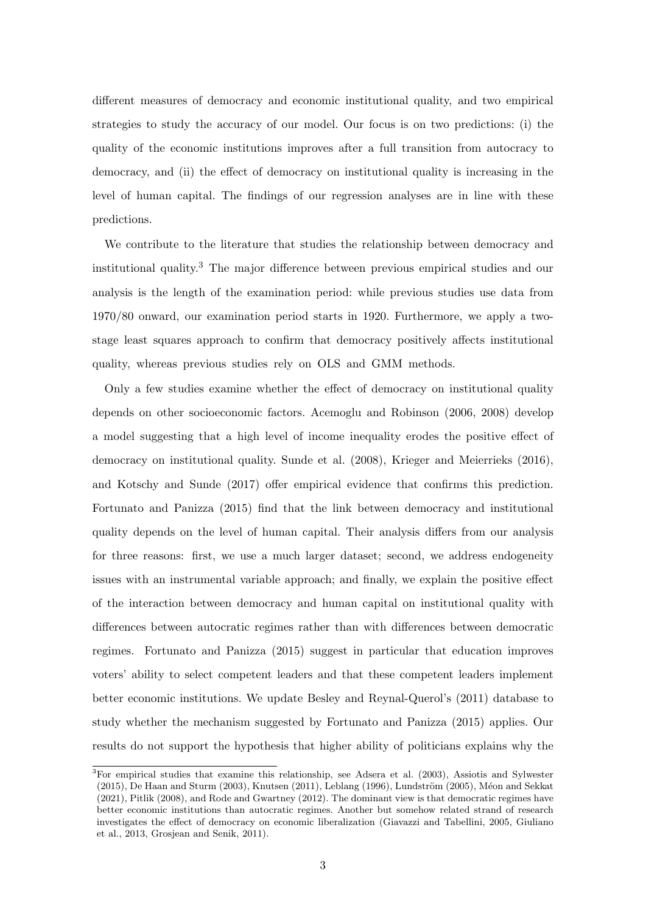different measures of democracy and economic institutional quality, and two empirical strategies to study the accuracy of our model. Our focus is on two predictions: (i) the quality of the economic institutions improves after a full transition from autocracy to democracy, and (ii) the effect of democracy on institutional quality is increasing in the level of human capital. The findings of our regression analyses are in line with these predictions.

We contribute to the literature that studies the relationship between democracy and institutional quality.[3] The major difference between previous empirical studies and our analysis is the length of the examination period: while previous studies use data from 1970/80 onward, our examination period starts in 1920. Furthermore, we apply a two-stage least squares approach to confirm that democracy positively affects institutional quality, whereas previous studies rely on OLS and GMM methods.

Only a few studies examine whether the effect of democracy on institutional quality depends on other socioeconomic factors. Acemoglu and Robinson (2006, 2008) develop a model suggesting that a high level of income inequality erodes the positive effect of democracy on institutional quality. Sunde et al. (2008), Krieger and Meierrieks (2016), and Kotschy and Sunde (2017) offer empirical evidence that confirms this prediction. Fortunato and Panizza (2015) find that the link between democracy and institutional quality depends on the level of human capital. Their analysis differs from our analysis for three reasons: first, we use a much larger dataset; second, we address endogeneity issues with an instrumental variable approach; and finally, we explain the positive effect of the interaction between democracy and human capital on institutional quality with differences between autocratic regimes rather than with differences between democratic regimes. Fortunato and Panizza (2015) suggest in particular that education improves voters' ability to select competent leaders and that these competent leaders implement better economic institutions. We update Besley and Reynal-Querol's (2011) database to study whether the mechanism suggested by Fortunato and Panizza (2015) applies. Our results do not support the hypothesis that higher ability of politicians explains why the

[3] For empirical studies that examine this relationship, see Adsera et al. (2003), Assiotis and Sylwester (2015), De Haan and Sturm (2003), Knutsen (2011), Leblang (1996), Lundström (2005), Méon and Sekkat (2021), Pitlik (2008), and Rode and Gwartney (2012). The dominant view is that democratic regimes have better economic institutions than autocratic regimes. Another but somehow related strand of research investigates the effect of democracy on economic liberalization (Giavazzi and Tabellini, 2005, Giuliano et al., 2013, Grosjean and Senik, 2011).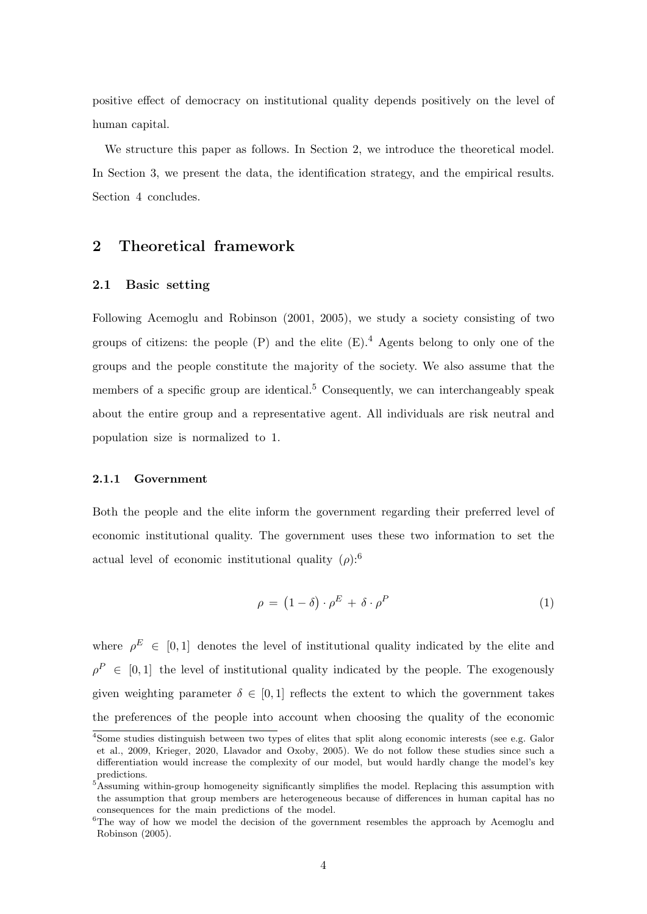positive effect of democracy on institutional quality depends positively on the level of human capital.

We structure this paper as follows. In Section 2, we introduce the theoretical model. In Section 3, we present the data, the identification strategy, and the empirical results. Section 4 concludes.

## 2 Theoretical framework

### 2.1 Basic setting

Following Acemoglu and Robinson (2001, 2005), we study a society consisting of two groups of citizens: the people (P) and the elite (E).[4] Agents belong to only one of the groups and the people constitute the majority of the society. We also assume that the members of a specific group are identical.[5] Consequently, we can interchangeably speak about the entire group and a representative agent. All individuals are risk neutral and population size is normalized to 1.

#### 2.1.1 Government

Both the people and the elite inform the government regarding their preferred level of economic institutional quality. The government uses these two information to set the actual level of economic institutional quality ($\rho$):[6]

$$\rho = \left(1 - \delta\right) \cdot \rho^E + \delta \cdot \rho^P \tag{1}$$

where $\rho^E \in [0, 1]$ denotes the level of institutional quality indicated by the elite and $\rho^P \in [0, 1]$ the level of institutional quality indicated by the people. The exogenously given weighting parameter $\delta \in [0, 1]$ reflects the extent to which the government takes the preferences of the people into account when choosing the quality of the economic

[4] Some studies distinguish between two types of elites that split along economic interests (see e.g. Galor et al., 2009, Krieger, 2020, Llavador and Oxoby, 2005). We do not follow these studies since such a differentiation would increase the complexity of our model, but would hardly change the model's key predictions.

[5] Assuming within-group homogeneity significantly simplifies the model. Replacing this assumption with the assumption that group members are heterogeneous because of differences in human capital has no consequences for the main predictions of the model.

[6] The way of how we model the decision of the government resembles the approach by Acemoglu and Robinson (2005).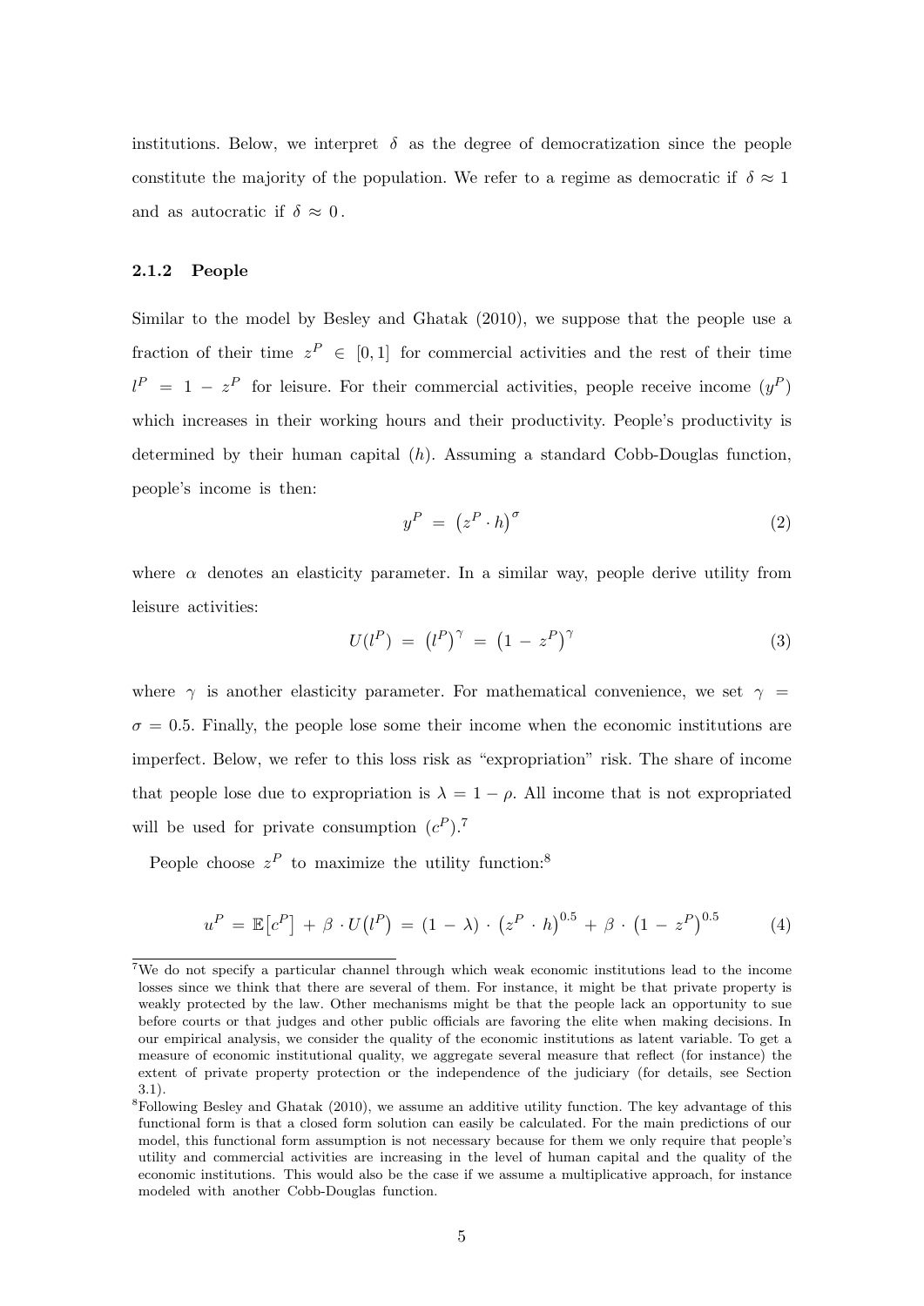institutions. Below, we interpret $\delta$ as the degree of democratization since the people constitute the majority of the population. We refer to a regime as democratic if $\delta \approx 1$ and as autocratic if $\delta \approx 0$.

### 2.1.2 People

Similar to the model by Besley and Ghatak (2010), we suppose that the people use a fraction of their time $z^P \in [0, 1]$ for commercial activities and the rest of their time $l^P = 1 - z^P$ for leisure. For their commercial activities, people receive income $(y^P)$ which increases in their working hours and their productivity. People's productivity is determined by their human capital $(h)$. Assuming a standard Cobb-Douglas function, people's income is then:

$$y^P = \left(z^P \cdot h\right)^{\sigma} \tag{2}$$

where $\alpha$ denotes an elasticity parameter. In a similar way, people derive utility from leisure activities:

$$U(l^P) = \left(l^P\right)^{\gamma} = \left(1 - z^P\right)^{\gamma} \tag{3}$$

where $\gamma$ is another elasticity parameter. For mathematical convenience, we set $\gamma = \sigma = 0.5$. Finally, the people lose some their income when the economic institutions are imperfect. Below, we refer to this loss risk as "expropriation" risk. The share of income that people lose due to expropriation is $\lambda = 1 - \rho$. All income that is not expropriated will be used for private consumption $(c^P)$.[7]

People choose $z^P$ to maximize the utility function:[8]

$$u^P = \mathbb{E}\left[c^P\right] + \beta \cdot U\left(l^P\right) = (1 - \lambda) \cdot \left(z^P \cdot h\right)^{0.5} + \beta \cdot \left(1 - z^P\right)^{0.5} \tag{4}$$

[7] We do not specify a particular channel through which weak economic institutions lead to the income losses since we think that there are several of them. For instance, it might be that private property is weakly protected by the law. Other mechanisms might be that the people lack an opportunity to sue before courts or that judges and other public officials are favoring the elite when making decisions. In our empirical analysis, we consider the quality of the economic institutions as latent variable. To get a measure of economic institutional quality, we aggregate several measure that reflect (for instance) the extent of private property protection or the independence of the judiciary (for details, see Section 3.1).

[8] Following Besley and Ghatak (2010), we assume an additive utility function. The key advantage of this functional form is that a closed form solution can easily be calculated. For the main predictions of our model, this functional form assumption is not necessary because for them we only require that people's utility and commercial activities are increasing in the level of human capital and the quality of the economic institutions. This would also be the case if we assume a multiplicative approach, for instance modeled with another Cobb-Douglas function.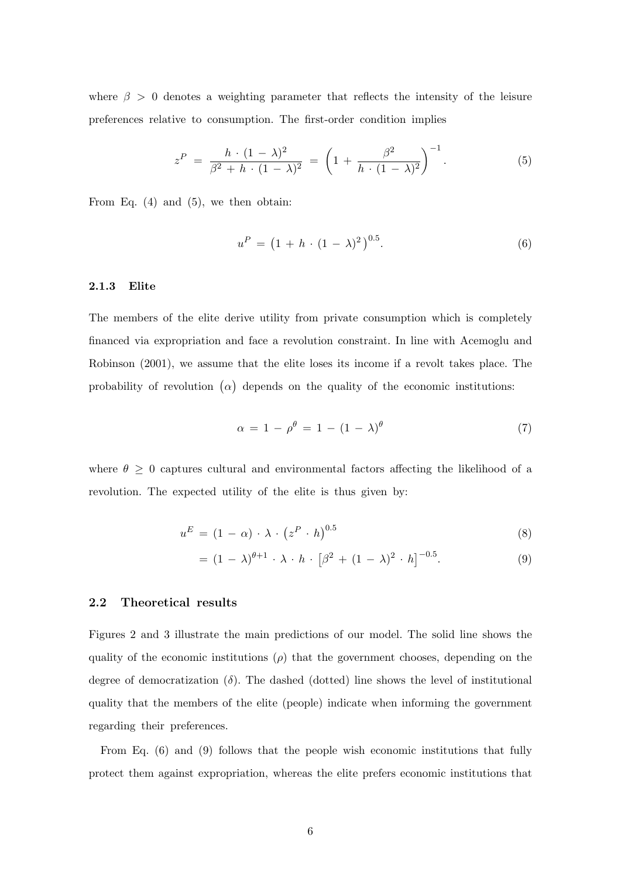where $\beta > 0$ denotes a weighting parameter that reflects the intensity of the leisure preferences relative to consumption. The first-order condition implies

$$z^P = \frac{h \cdot (1 - \lambda)^2}{\beta^2 + h \cdot (1 - \lambda)^2} = \left(1 + \frac{\beta^2}{h \cdot (1 - \lambda)^2}\right)^{-1}. \tag{5}$$

From Eq. (4) and (5), we then obtain:

$$u^P = \left(1 + h \cdot (1 - \lambda)^2\right)^{0.5}. \tag{6}$$

#### 2.1.3 Elite

The members of the elite derive utility from private consumption which is completely financed via expropriation and face a revolution constraint. In line with Acemoglu and Robinson (2001), we assume that the elite loses its income if a revolt takes place. The probability of revolution $(\alpha)$ depends on the quality of the economic institutions:

$$\alpha = 1 - \rho^\theta = 1 - (1 - \lambda)^\theta \tag{7}$$

where $\theta \geq 0$ captures cultural and environmental factors affecting the likelihood of a revolution. The expected utility of the elite is thus given by:

$$u^E = (1 - \alpha) \cdot \lambda \cdot \left(z^P \cdot h\right)^{0.5} \tag{8}$$

$$= (1 - \lambda)^{\theta+1} \cdot \lambda \cdot h \cdot \left[\beta^2 + (1 - \lambda)^2 \cdot h\right]^{-0.5}. \tag{9}$$

### 2.2 Theoretical results

Figures 2 and 3 illustrate the main predictions of our model. The solid line shows the quality of the economic institutions $(\rho)$ that the government chooses, depending on the degree of democratization $(\delta)$. The dashed (dotted) line shows the level of institutional quality that the members of the elite (people) indicate when informing the government regarding their preferences.

From Eq. (6) and (9) follows that the people wish economic institutions that fully protect them against expropriation, whereas the elite prefers economic institutions that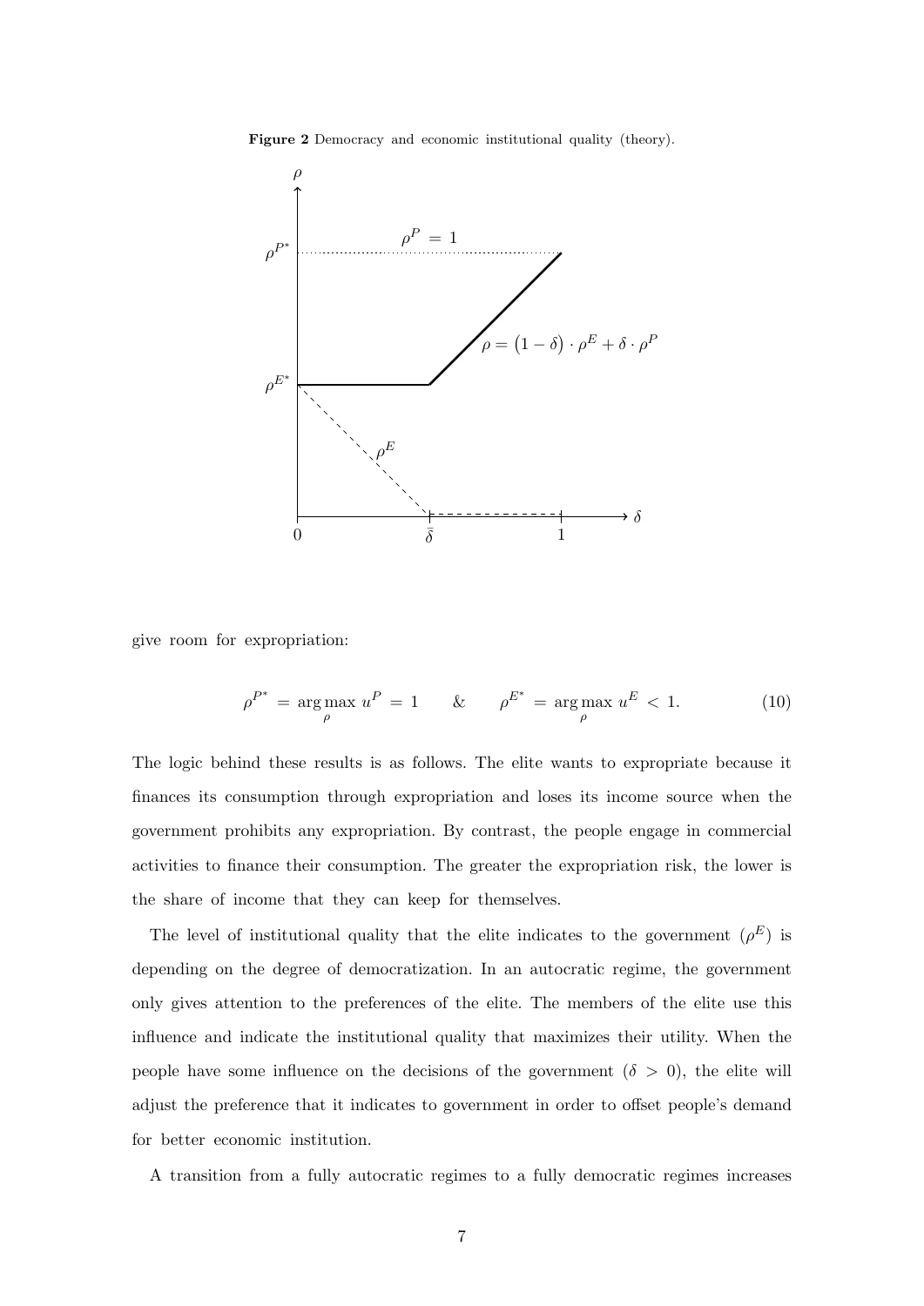**Figure 2** Democracy and economic institutional quality (theory).

give room for expropriation:

$$\rho^{P^*} = \underset{\rho}{\arg\max}\ u^P = 1 \qquad \& \qquad \rho^{E^*} = \underset{\rho}{\arg\max}\ u^E < 1. \tag{10}$$

The logic behind these results is as follows. The elite wants to expropriate because it finances its consumption through expropriation and loses its income source when the government prohibits any expropriation. By contrast, the people engage in commercial activities to finance their consumption. The greater the expropriation risk, the lower is the share of income that they can keep for themselves.

The level of institutional quality that the elite indicates to the government ($\rho^E$) is depending on the degree of democratization. In an autocratic regime, the government only gives attention to the preferences of the elite. The members of the elite use this influence and indicate the institutional quality that maximizes their utility. When the people have some influence on the decisions of the government ($\delta > 0$), the elite will adjust the preference that it indicates to government in order to offset people's demand for better economic institution.

A transition from a fully autocratic regimes to a fully democratic regimes increases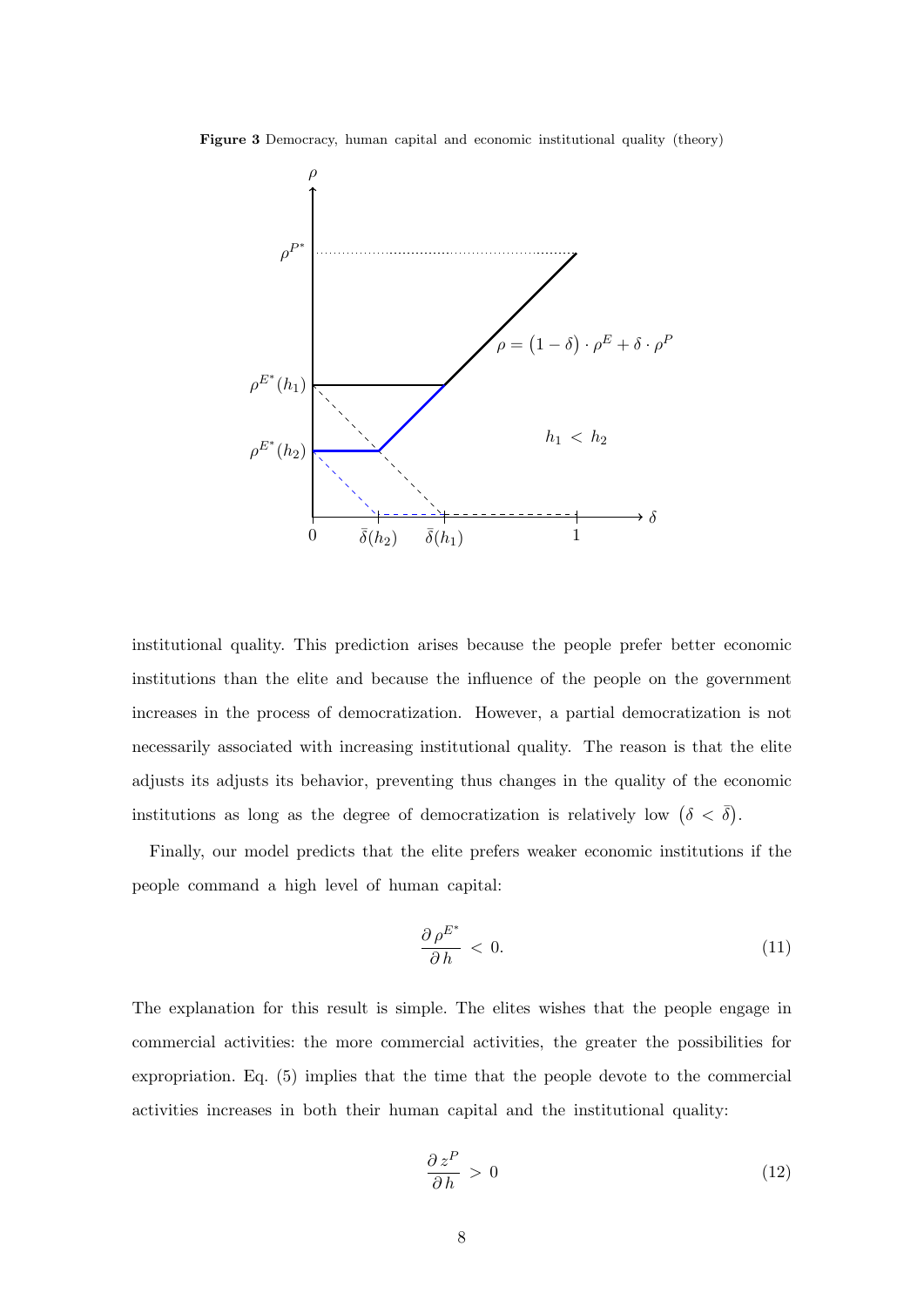**Figure 3** Democracy, human capital and economic institutional quality (theory)

institutional quality. This prediction arises because the people prefer better economic institutions than the elite and because the influence of the people on the government increases in the process of democratization. However, a partial democratization is not necessarily associated with increasing institutional quality. The reason is that the elite adjusts its adjusts its behavior, preventing thus changes in the quality of the economic institutions as long as the degree of democratization is relatively low $\left(\delta < \bar{\delta}\right)$.

Finally, our model predicts that the elite prefers weaker economic institutions if the people command a high level of human capital:

$$\frac{\partial \rho^{E^*}}{\partial h} < 0. \tag{11}$$

The explanation for this result is simple. The elites wishes that the people engage in commercial activities: the more commercial activities, the greater the possibilities for expropriation. Eq. (5) implies that the time that the people devote to the commercial activities increases in both their human capital and the institutional quality:

$$\frac{\partial z^P}{\partial h} > 0 \tag{12}$$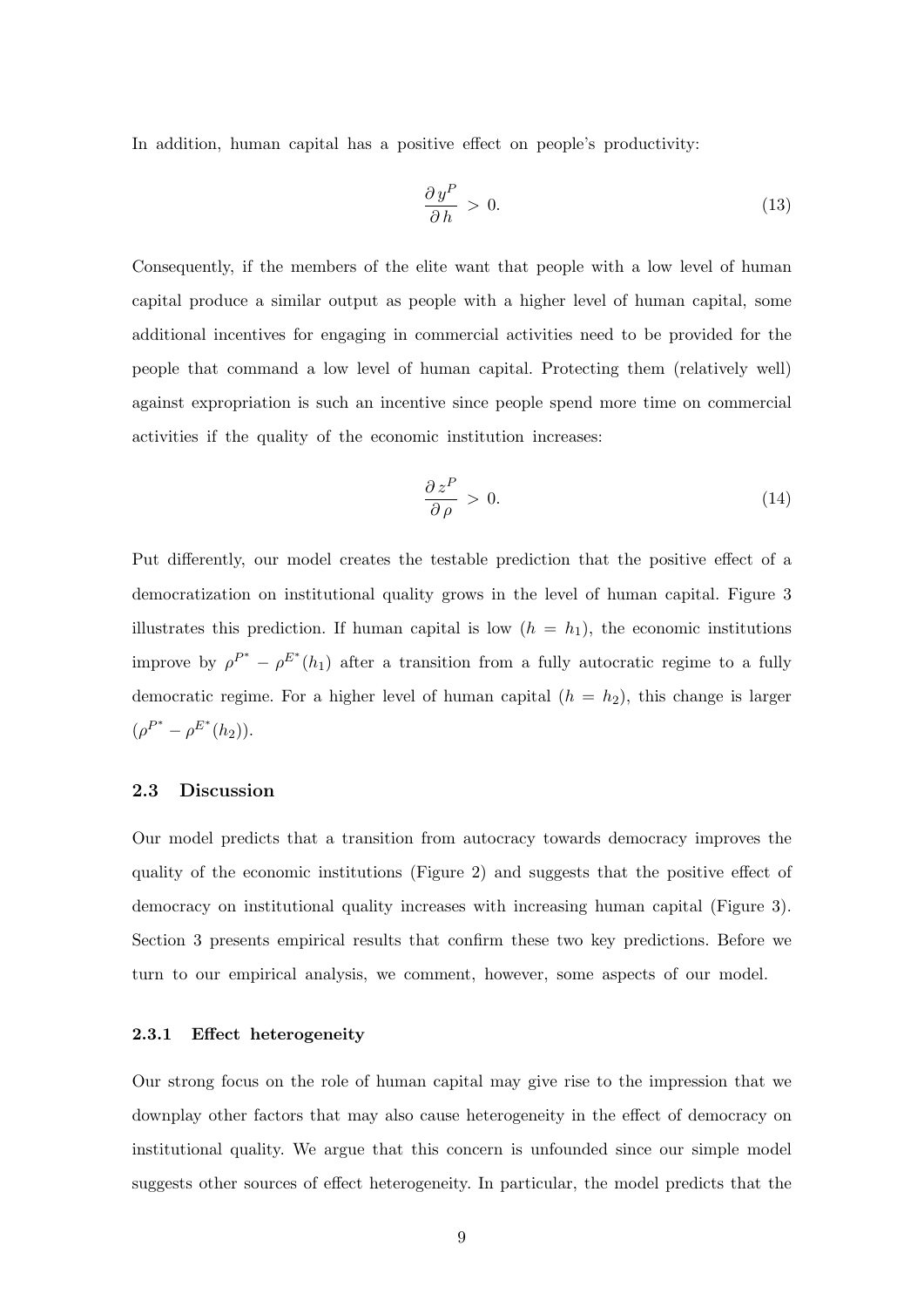In addition, human capital has a positive effect on people's productivity:

$$\frac{\partial y^P}{\partial h} > 0. \tag{13}$$

Consequently, if the members of the elite want that people with a low level of human capital produce a similar output as people with a higher level of human capital, some additional incentives for engaging in commercial activities need to be provided for the people that command a low level of human capital. Protecting them (relatively well) against expropriation is such an incentive since people spend more time on commercial activities if the quality of the economic institution increases:

$$\frac{\partial z^P}{\partial \rho} > 0. \tag{14}$$

Put differently, our model creates the testable prediction that the positive effect of a democratization on institutional quality grows in the level of human capital. Figure 3 illustrates this prediction. If human capital is low ($h = h_1$), the economic institutions improve by $\rho^{P^*} - \rho^{E^*}(h_1)$ after a transition from a fully autocratic regime to a fully democratic regime. For a higher level of human capital ($h = h_2$), this change is larger ($\rho^{P^*} - \rho^{E^*}(h_2)$).

### 2.3 Discussion

Our model predicts that a transition from autocracy towards democracy improves the quality of the economic institutions (Figure 2) and suggests that the positive effect of democracy on institutional quality increases with increasing human capital (Figure 3). Section 3 presents empirical results that confirm these two key predictions. Before we turn to our empirical analysis, we comment, however, some aspects of our model.

#### 2.3.1 Effect heterogeneity

Our strong focus on the role of human capital may give rise to the impression that we downplay other factors that may also cause heterogeneity in the effect of democracy on institutional quality. We argue that this concern is unfounded since our simple model suggests other sources of effect heterogeneity. In particular, the model predicts that the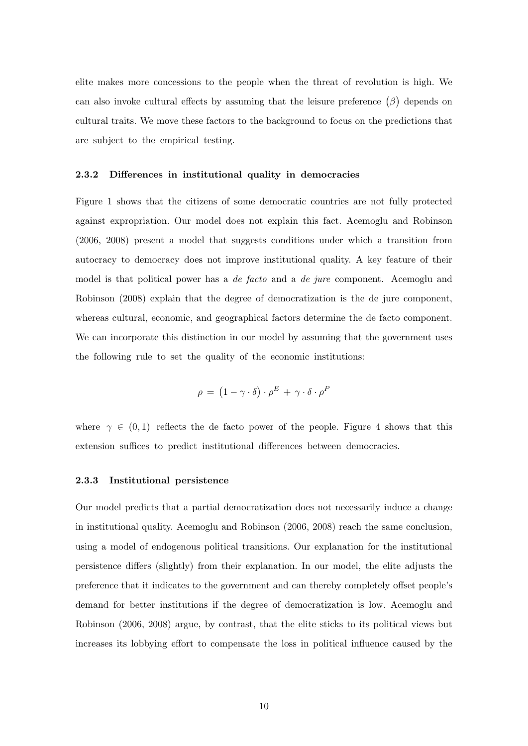elite makes more concessions to the people when the threat of revolution is high. We can also invoke cultural effects by assuming that the leisure preference $(\beta)$ depends on cultural traits. We move these factors to the background to focus on the predictions that are subject to the empirical testing.

### 2.3.2 Differences in institutional quality in democracies

Figure 1 shows that the citizens of some democratic countries are not fully protected against expropriation. Our model does not explain this fact. Acemoglu and Robinson (2006, 2008) present a model that suggests conditions under which a transition from autocracy to democracy does not improve institutional quality. A key feature of their model is that political power has a *de facto* and a *de jure* component. Acemoglu and Robinson (2008) explain that the degree of democratization is the de jure component, whereas cultural, economic, and geographical factors determine the de facto component. We can incorporate this distinction in our model by assuming that the government uses the following rule to set the quality of the economic institutions:

$$\rho = \left(1 - \gamma \cdot \delta\right) \cdot \rho^E + \gamma \cdot \delta \cdot \rho^P$$

where $\gamma \in (0, 1)$ reflects the de facto power of the people. Figure 4 shows that this extension suffices to predict institutional differences between democracies.

### 2.3.3 Institutional persistence

Our model predicts that a partial democratization does not necessarily induce a change in institutional quality. Acemoglu and Robinson (2006, 2008) reach the same conclusion, using a model of endogenous political transitions. Our explanation for the institutional persistence differs (slightly) from their explanation. In our model, the elite adjusts the preference that it indicates to the government and can thereby completely offset people's demand for better institutions if the degree of democratization is low. Acemoglu and Robinson (2006, 2008) argue, by contrast, that the elite sticks to its political views but increases its lobbying effort to compensate the loss in political influence caused by the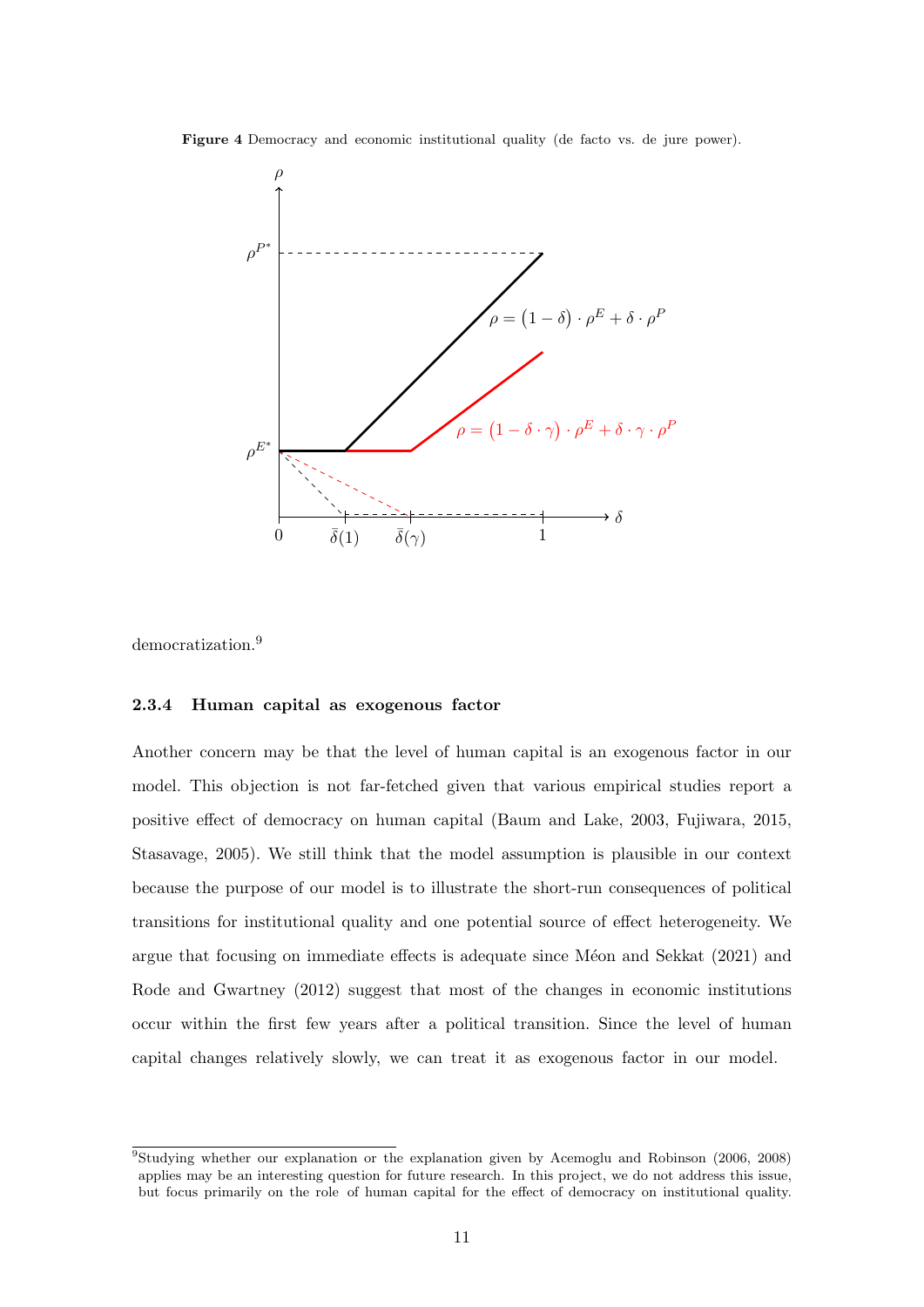**Figure 4** Democracy and economic institutional quality (de facto vs. de jure power).

democratization.[9]

### 2.3.4 Human capital as exogenous factor

Another concern may be that the level of human capital is an exogenous factor in our model. This objection is not far-fetched given that various empirical studies report a positive effect of democracy on human capital (Baum and Lake, 2003, Fujiwara, 2015, Stasavage, 2005). We still think that the model assumption is plausible in our context because the purpose of our model is to illustrate the short-run consequences of political transitions for institutional quality and one potential source of effect heterogeneity. We argue that focusing on immediate effects is adequate since Méon and Sekkat (2021) and Rode and Gwartney (2012) suggest that most of the changes in economic institutions occur within the first few years after a political transition. Since the level of human capital changes relatively slowly, we can treat it as exogenous factor in our model.

[9] Studying whether our explanation or the explanation given by Acemoglu and Robinson (2006, 2008) applies may be an interesting question for future research. In this project, we do not address this issue, but focus primarily on the role of human capital for the effect of democracy on institutional quality.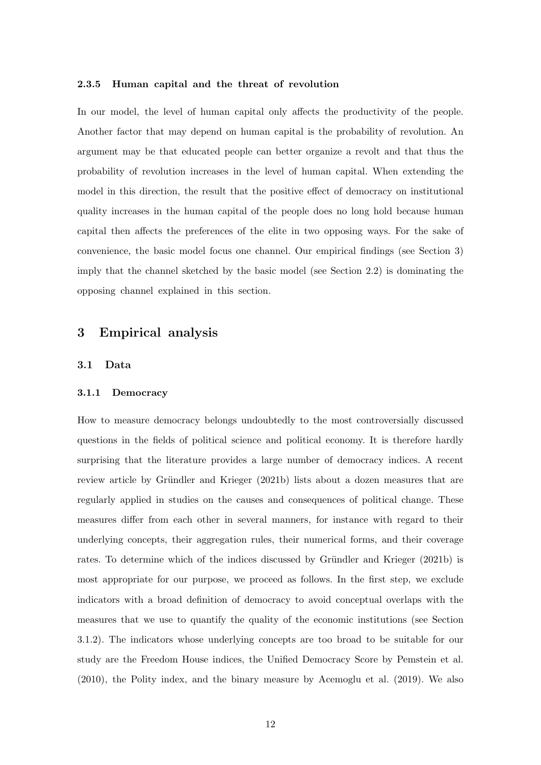#### 2.3.5 Human capital and the threat of revolution

In our model, the level of human capital only affects the productivity of the people. Another factor that may depend on human capital is the probability of revolution. An argument may be that educated people can better organize a revolt and that thus the probability of revolution increases in the level of human capital. When extending the model in this direction, the result that the positive effect of democracy on institutional quality increases in the human capital of the people does no long hold because human capital then affects the preferences of the elite in two opposing ways. For the sake of convenience, the basic model focus one channel. Our empirical findings (see Section 3) imply that the channel sketched by the basic model (see Section 2.2) is dominating the opposing channel explained in this section.

## 3 Empirical analysis

### 3.1 Data

#### 3.1.1 Democracy

How to measure democracy belongs undoubtedly to the most controversially discussed questions in the fields of political science and political economy. It is therefore hardly surprising that the literature provides a large number of democracy indices. A recent review article by Gründler and Krieger (2021b) lists about a dozen measures that are regularly applied in studies on the causes and consequences of political change. These measures differ from each other in several manners, for instance with regard to their underlying concepts, their aggregation rules, their numerical forms, and their coverage rates. To determine which of the indices discussed by Gründler and Krieger (2021b) is most appropriate for our purpose, we proceed as follows. In the first step, we exclude indicators with a broad definition of democracy to avoid conceptual overlaps with the measures that we use to quantify the quality of the economic institutions (see Section 3.1.2). The indicators whose underlying concepts are too broad to be suitable for our study are the Freedom House indices, the Unified Democracy Score by Pemstein et al. (2010), the Polity index, and the binary measure by Acemoglu et al. (2019). We also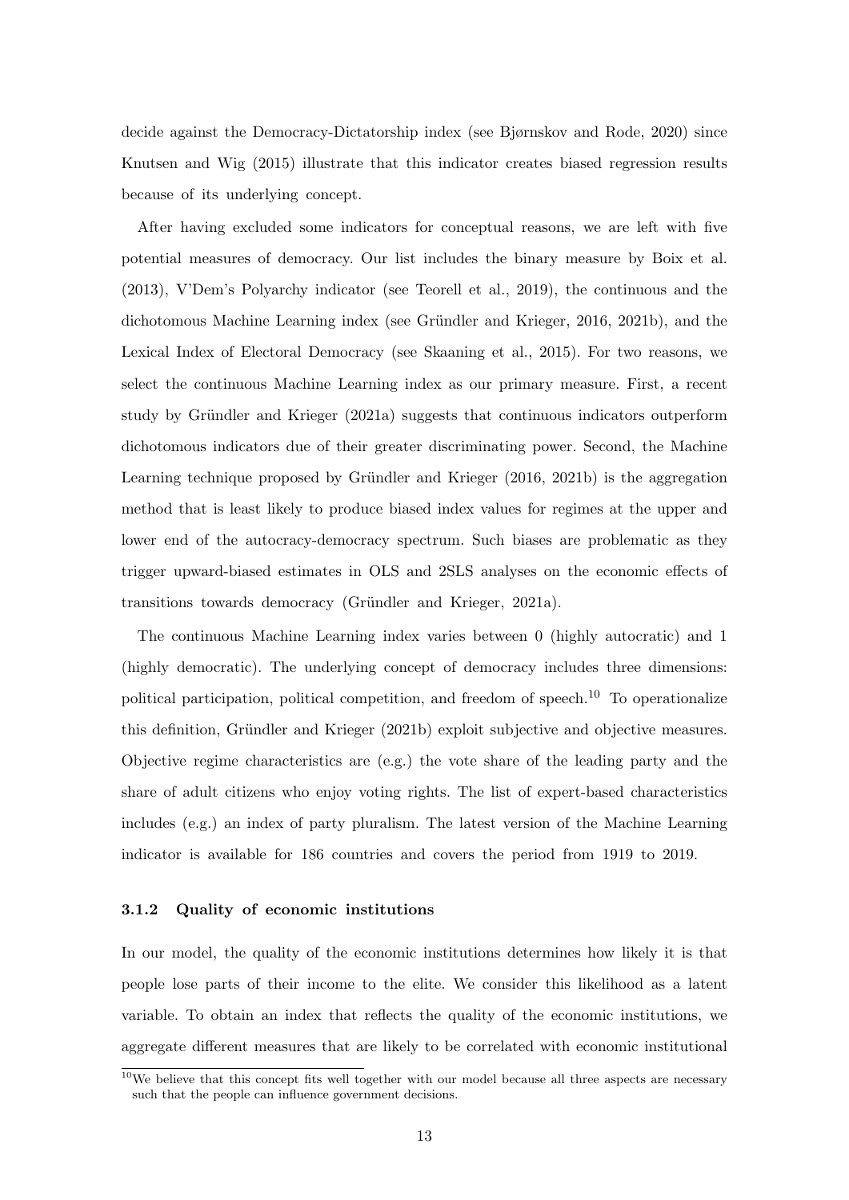decide against the Democracy-Dictatorship index (see Bjørnskov and Rode, 2020) since Knutsen and Wig (2015) illustrate that this indicator creates biased regression results because of its underlying concept.

After having excluded some indicators for conceptual reasons, we are left with five potential measures of democracy. Our list includes the binary measure by Boix et al. (2013), V'Dem's Polyarchy indicator (see Teorell et al., 2019), the continuous and the dichotomous Machine Learning index (see Gründler and Krieger, 2016, 2021b), and the Lexical Index of Electoral Democracy (see Skaaning et al., 2015). For two reasons, we select the continuous Machine Learning index as our primary measure. First, a recent study by Gründler and Krieger (2021a) suggests that continuous indicators outperform dichotomous indicators due of their greater discriminating power. Second, the Machine Learning technique proposed by Gründler and Krieger (2016, 2021b) is the aggregation method that is least likely to produce biased index values for regimes at the upper and lower end of the autocracy-democracy spectrum. Such biases are problematic as they trigger upward-biased estimates in OLS and 2SLS analyses on the economic effects of transitions towards democracy (Gründler and Krieger, 2021a).

The continuous Machine Learning index varies between 0 (highly autocratic) and 1 (highly democratic). The underlying concept of democracy includes three dimensions: political participation, political competition, and freedom of speech.[10] To operationalize this definition, Gründler and Krieger (2021b) exploit subjective and objective measures. Objective regime characteristics are (e.g.) the vote share of the leading party and the share of adult citizens who enjoy voting rights. The list of expert-based characteristics includes (e.g.) an index of party pluralism. The latest version of the Machine Learning indicator is available for 186 countries and covers the period from 1919 to 2019.

### 3.1.2 Quality of economic institutions

In our model, the quality of the economic institutions determines how likely it is that people lose parts of their income to the elite. We consider this likelihood as a latent variable. To obtain an index that reflects the quality of the economic institutions, we aggregate different measures that are likely to be correlated with economic institutional

[10] We believe that this concept fits well together with our model because all three aspects are necessary such that the people can influence government decisions.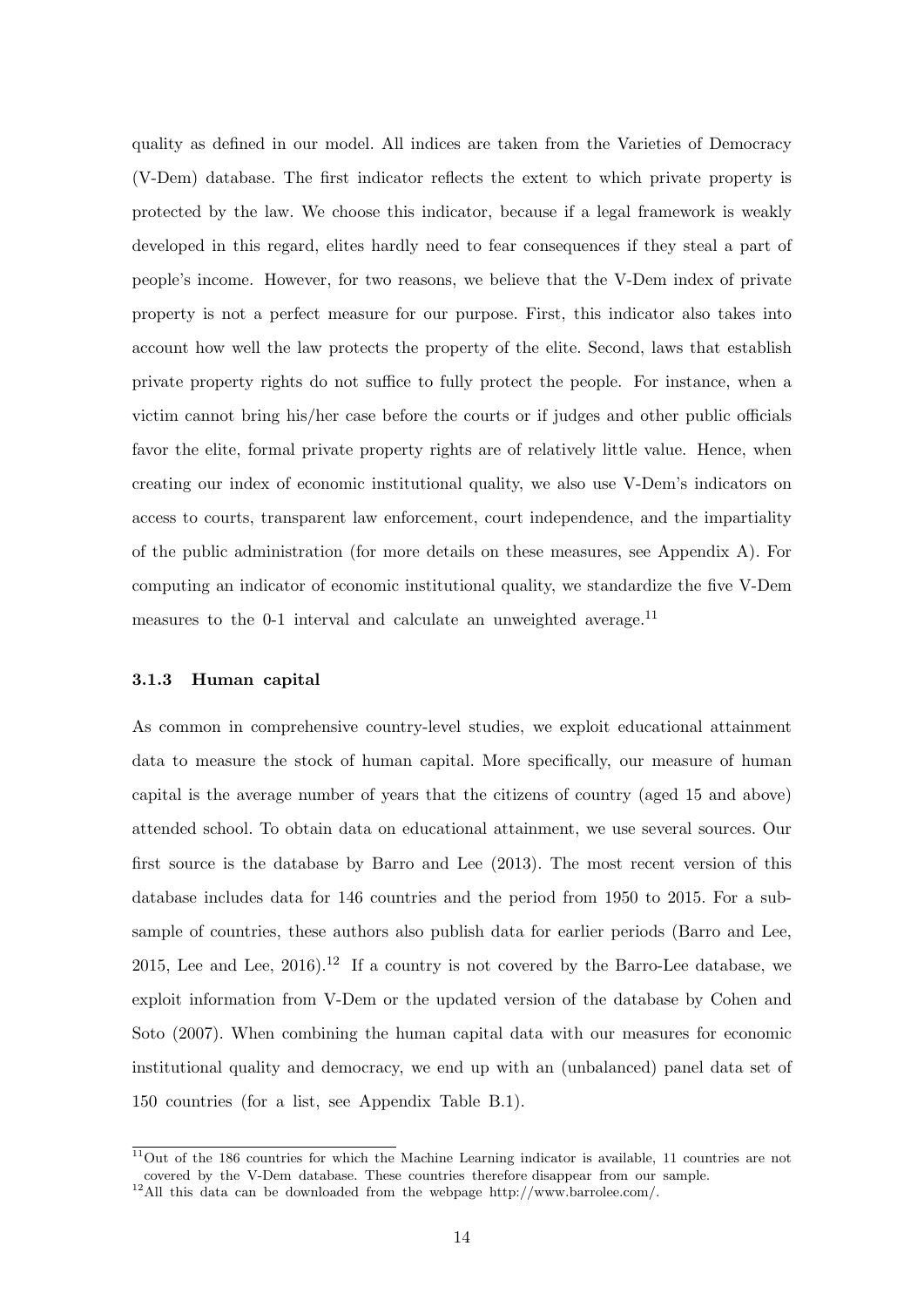quality as defined in our model. All indices are taken from the Varieties of Democracy (V-Dem) database. The first indicator reflects the extent to which private property is protected by the law. We choose this indicator, because if a legal framework is weakly developed in this regard, elites hardly need to fear consequences if they steal a part of people's income. However, for two reasons, we believe that the V-Dem index of private property is not a perfect measure for our purpose. First, this indicator also takes into account how well the law protects the property of the elite. Second, laws that establish private property rights do not suffice to fully protect the people. For instance, when a victim cannot bring his/her case before the courts or if judges and other public officials favor the elite, formal private property rights are of relatively little value. Hence, when creating our index of economic institutional quality, we also use V-Dem's indicators on access to courts, transparent law enforcement, court independence, and the impartiality of the public administration (for more details on these measures, see Appendix A). For computing an indicator of economic institutional quality, we standardize the five V-Dem measures to the 0-1 interval and calculate an unweighted average.[11]

### 3.1.3 Human capital

As common in comprehensive country-level studies, we exploit educational attainment data to measure the stock of human capital. More specifically, our measure of human capital is the average number of years that the citizens of country (aged 15 and above) attended school. To obtain data on educational attainment, we use several sources. Our first source is the database by Barro and Lee (2013). The most recent version of this database includes data for 146 countries and the period from 1950 to 2015. For a subsample of countries, these authors also publish data for earlier periods (Barro and Lee, 2015, Lee and Lee, 2016).[12] If a country is not covered by the Barro-Lee database, we exploit information from V-Dem or the updated version of the database by Cohen and Soto (2007). When combining the human capital data with our measures for economic institutional quality and democracy, we end up with an (unbalanced) panel data set of 150 countries (for a list, see Appendix Table B.1).

[11] Out of the 186 countries for which the Machine Learning indicator is available, 11 countries are not covered by the V-Dem database. These countries therefore disappear from our sample.

[12] All this data can be downloaded from the webpage http://www.barrolee.com/.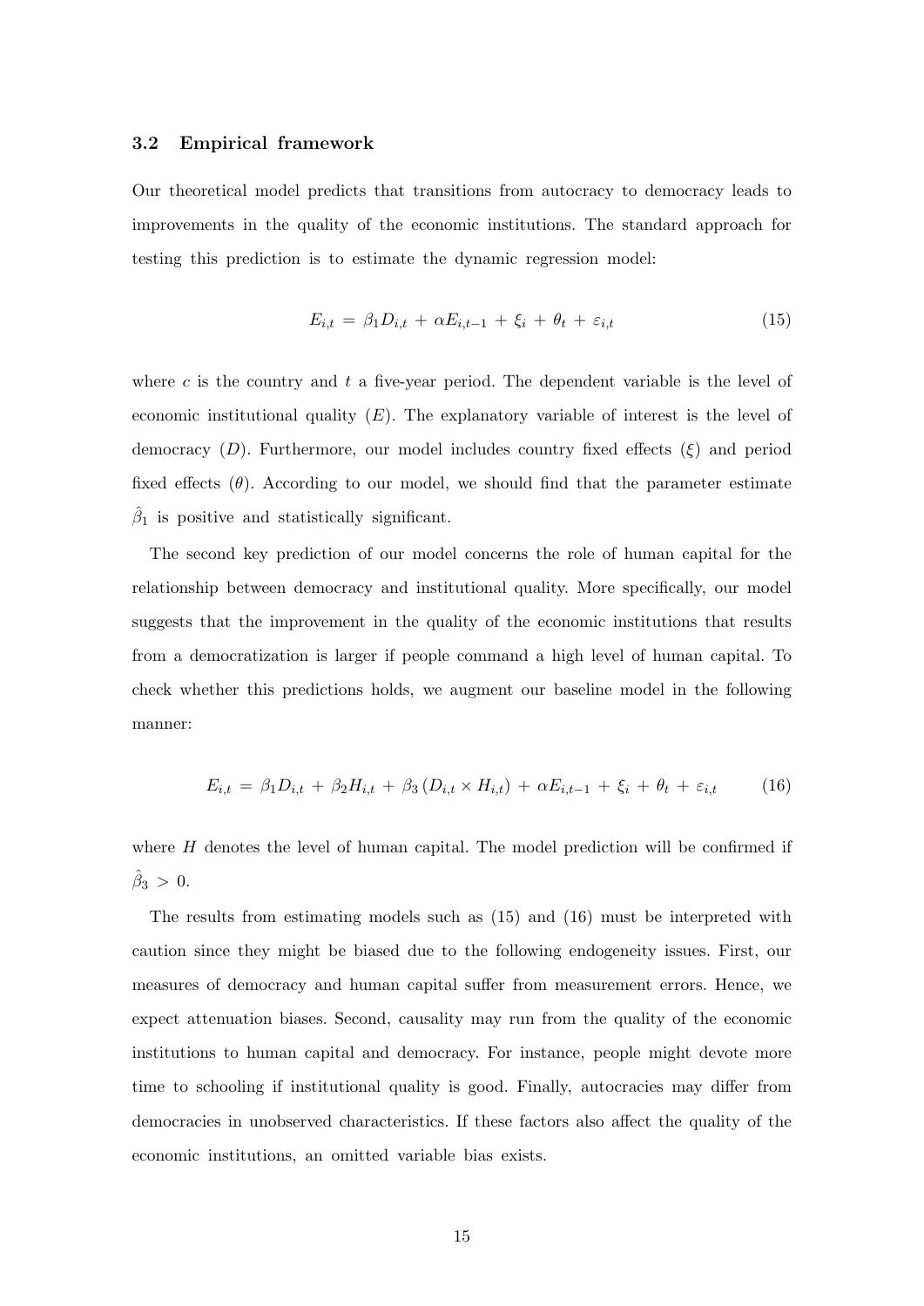### 3.2 Empirical framework

Our theoretical model predicts that transitions from autocracy to democracy leads to improvements in the quality of the economic institutions. The standard approach for testing this prediction is to estimate the dynamic regression model:

$$E_{i,t} = \beta_1 D_{i,t} + \alpha E_{i,t-1} + \xi_i + \theta_t + \varepsilon_{i,t} \tag{15}$$

where $c$ is the country and $t$ a five-year period. The dependent variable is the level of economic institutional quality ($E$). The explanatory variable of interest is the level of democracy ($D$). Furthermore, our model includes country fixed effects ($\xi$) and period fixed effects ($\theta$). According to our model, we should find that the parameter estimate $\hat{\beta}_1$ is positive and statistically significant.

The second key prediction of our model concerns the role of human capital for the relationship between democracy and institutional quality. More specifically, our model suggests that the improvement in the quality of the economic institutions that results from a democratization is larger if people command a high level of human capital. To check whether this predictions holds, we augment our baseline model in the following manner:

$$E_{i,t} = \beta_1 D_{i,t} + \beta_2 H_{i,t} + \beta_3 \left(D_{i,t} \times H_{i,t}\right) + \alpha E_{i,t-1} + \xi_i + \theta_t + \varepsilon_{i,t} \tag{16}$$

where $H$ denotes the level of human capital. The model prediction will be confirmed if $\hat{\beta}_3 > 0$.

The results from estimating models such as (15) and (16) must be interpreted with caution since they might be biased due to the following endogeneity issues. First, our measures of democracy and human capital suffer from measurement errors. Hence, we expect attenuation biases. Second, causality may run from the quality of the economic institutions to human capital and democracy. For instance, people might devote more time to schooling if institutional quality is good. Finally, autocracies may differ from democracies in unobserved characteristics. If these factors also affect the quality of the economic institutions, an omitted variable bias exists.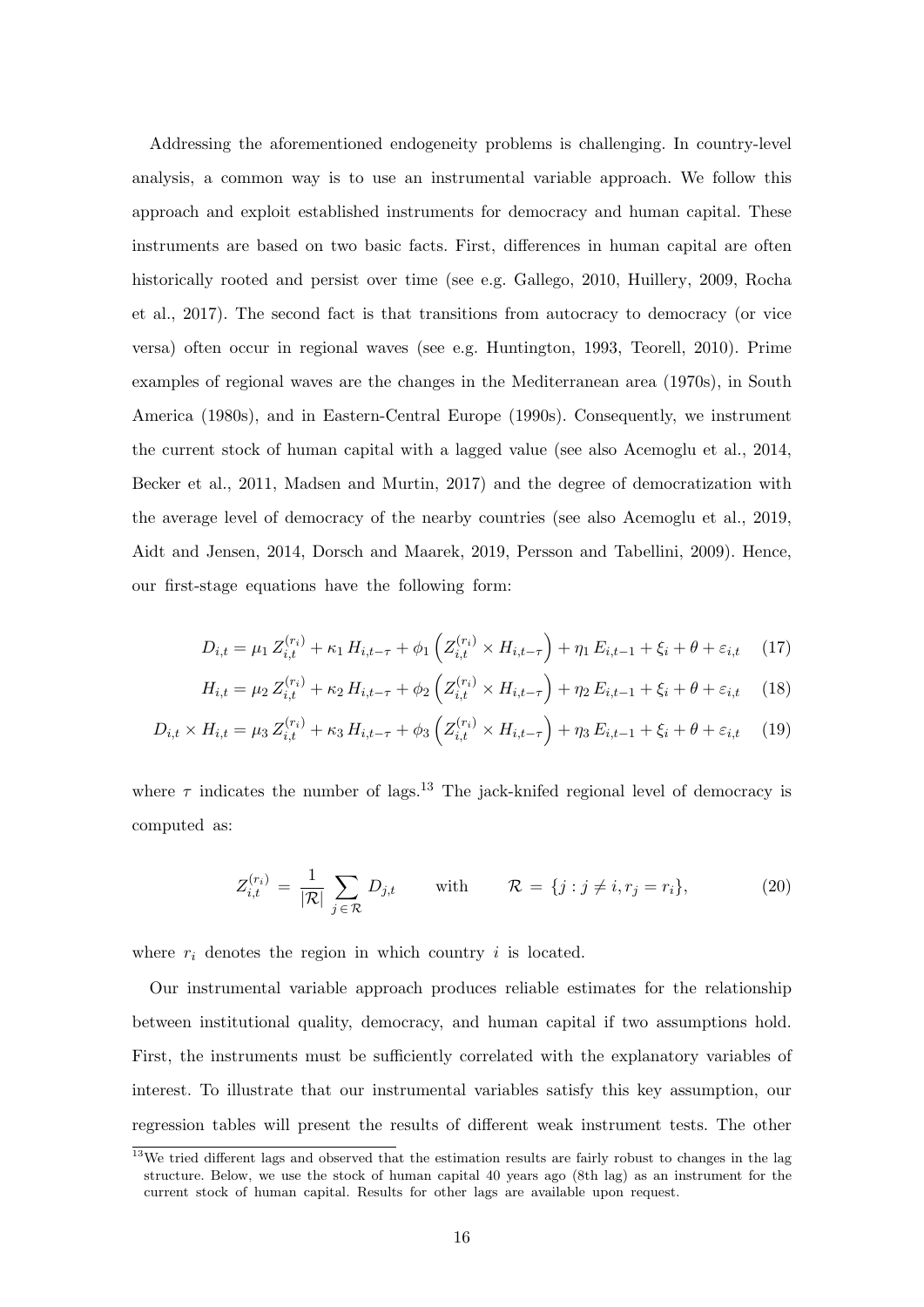Addressing the aforementioned endogeneity problems is challenging. In country-level analysis, a common way is to use an instrumental variable approach. We follow this approach and exploit established instruments for democracy and human capital. These instruments are based on two basic facts. First, differences in human capital are often historically rooted and persist over time (see e.g. Gallego, 2010, Huillery, 2009, Rocha et al., 2017). The second fact is that transitions from autocracy to democracy (or vice versa) often occur in regional waves (see e.g. Huntington, 1993, Teorell, 2010). Prime examples of regional waves are the changes in the Mediterranean area (1970s), in South America (1980s), and in Eastern-Central Europe (1990s). Consequently, we instrument the current stock of human capital with a lagged value (see also Acemoglu et al., 2014, Becker et al., 2011, Madsen and Murtin, 2017) and the degree of democratization with the average level of democracy of the nearby countries (see also Acemoglu et al., 2019, Aidt and Jensen, 2014, Dorsch and Maarek, 2019, Persson and Tabellini, 2009). Hence, our first-stage equations have the following form:

$$D_{i,t} = \mu_1 \, Z_{i,t}^{(r_i)} + \kappa_1 \, H_{i,t-\tau} + \phi_1 \left( Z_{i,t}^{(r_i)} \times H_{i,t-\tau} \right) + \eta_1 \, E_{i,t-1} + \xi_i + \theta + \varepsilon_{i,t} \quad (17)$$

$$H_{i,t} = \mu_2 \, Z_{i,t}^{(r_i)} + \kappa_2 \, H_{i,t-\tau} + \phi_2 \left( Z_{i,t}^{(r_i)} \times H_{i,t-\tau} \right) + \eta_2 \, E_{i,t-1} + \xi_i + \theta + \varepsilon_{i,t} \quad (18)$$

$$D_{i,t} \times H_{i,t} = \mu_3 \, Z_{i,t}^{(r_i)} + \kappa_3 \, H_{i,t-\tau} + \phi_3 \left( Z_{i,t}^{(r_i)} \times H_{i,t-\tau} \right) + \eta_3 \, E_{i,t-1} + \xi_i + \theta + \varepsilon_{i,t} \quad (19)$$

where $\tau$ indicates the number of lags.[13] The jack-knifed regional level of democracy is computed as:

$$Z_{i,t}^{(r_i)} \; = \; \frac{1}{|\mathcal{R}|} \sum_{j \, \in \, \mathcal{R}} D_{j,t} \qquad \text{with} \qquad \mathcal{R} \; = \; \{ j : j \neq i, r_j = r_i \}, \quad (20)$$

where $r_i$ denotes the region in which country $i$ is located.

Our instrumental variable approach produces reliable estimates for the relationship between institutional quality, democracy, and human capital if two assumptions hold. First, the instruments must be sufficiently correlated with the explanatory variables of interest. To illustrate that our instrumental variables satisfy this key assumption, our regression tables will present the results of different weak instrument tests. The other

[13] We tried different lags and observed that the estimation results are fairly robust to changes in the lag structure. Below, we use the stock of human capital 40 years ago (8th lag) as an instrument for the current stock of human capital. Results for other lags are available upon request.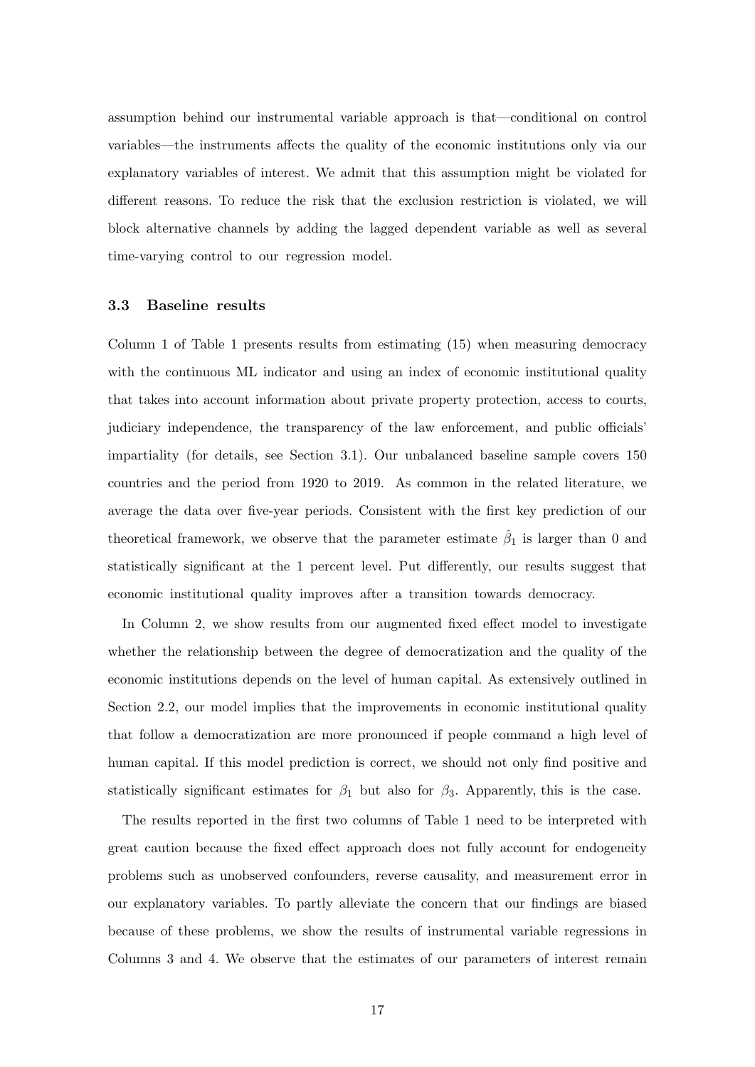assumption behind our instrumental variable approach is that—conditional on control variables—the instruments affects the quality of the economic institutions only via our explanatory variables of interest. We admit that this assumption might be violated for different reasons. To reduce the risk that the exclusion restriction is violated, we will block alternative channels by adding the lagged dependent variable as well as several time-varying control to our regression model.

### 3.3 Baseline results

Column 1 of Table 1 presents results from estimating (15) when measuring democracy with the continuous ML indicator and using an index of economic institutional quality that takes into account information about private property protection, access to courts, judiciary independence, the transparency of the law enforcement, and public officials' impartiality (for details, see Section 3.1). Our unbalanced baseline sample covers 150 countries and the period from 1920 to 2019. As common in the related literature, we average the data over five-year periods. Consistent with the first key prediction of our theoretical framework, we observe that the parameter estimate $\hat{\beta}_1$ is larger than 0 and statistically significant at the 1 percent level. Put differently, our results suggest that economic institutional quality improves after a transition towards democracy.

In Column 2, we show results from our augmented fixed effect model to investigate whether the relationship between the degree of democratization and the quality of the economic institutions depends on the level of human capital. As extensively outlined in Section 2.2, our model implies that the improvements in economic institutional quality that follow a democratization are more pronounced if people command a high level of human capital. If this model prediction is correct, we should not only find positive and statistically significant estimates for $\beta_1$ but also for $\beta_3$. Apparently, this is the case.

The results reported in the first two columns of Table 1 need to be interpreted with great caution because the fixed effect approach does not fully account for endogeneity problems such as unobserved confounders, reverse causality, and measurement error in our explanatory variables. To partly alleviate the concern that our findings are biased because of these problems, we show the results of instrumental variable regressions in Columns 3 and 4. We observe that the estimates of our parameters of interest remain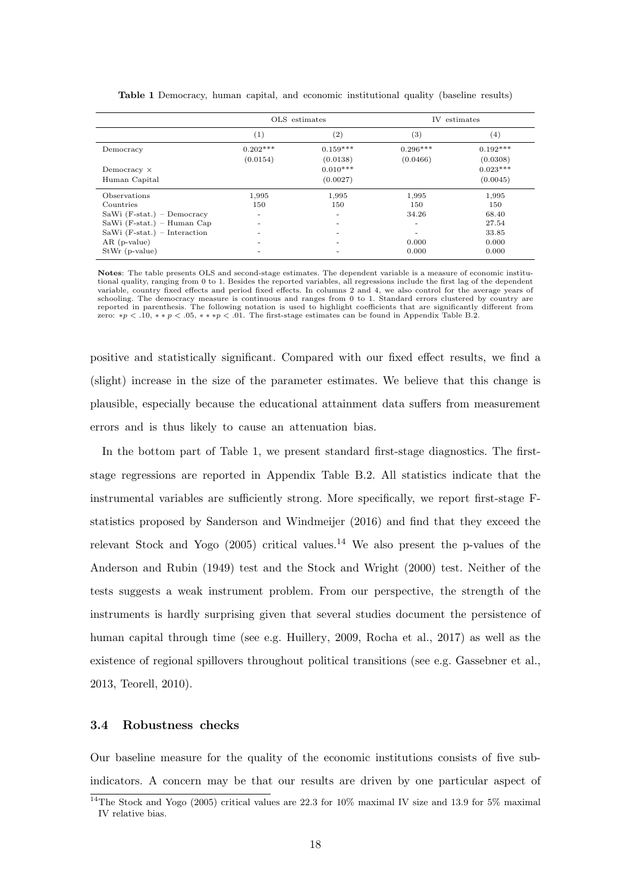**Table 1** Democracy, human capital, and economic institutional quality (baseline results)

| | OLS estimates | | IV estimates | |
|---|---|---|---|---|
| | (1) | (2) | (3) | (4) |
| Democracy | 0.202*** | 0.159*** | 0.296*** | 0.192*** |
| | (0.0154) | (0.0138) | (0.0466) | (0.0308) |
| Democracy × Human Capital | | 0.010*** | | 0.023*** |
| | | (0.0027) | | (0.0045) |
| Observations | 1,995 | 1,995 | 1,995 | 1,995 |
| Countries | 150 | 150 | 150 | 150 |
| SaWi (F-stat.) – Democracy | - | - | 34.26 | 68.40 |
| SaWi (F-stat.) – Human Cap | - | - | - | 27.54 |
| SaWi (F-stat.) – Interaction | - | - | - | 33.85 |
| AR (p-value) | - | - | 0.000 | 0.000 |
| StWr (p-value) | - | - | 0.000 | 0.000 |

**Notes**: The table presents OLS and second-stage estimates. The dependent variable is a measure of economic institutional quality, ranging from 0 to 1. Besides the reported variables, all regressions include the first lag of the dependent variable, country fixed effects and period fixed effects. In columns 2 and 4, we also control for the average years of schooling. The democracy measure is continuous and ranges from 0 to 1. Standard errors clustered by country are reported in parenthesis. The following notation is used to highlight coefficients that are significantly different from zero: $*p < .10$, $**p < .05$, $***p < .01$. The first-stage estimates can be found in Appendix Table B.2.

positive and statistically significant. Compared with our fixed effect results, we find a (slight) increase in the size of the parameter estimates. We believe that this change is plausible, especially because the educational attainment data suffers from measurement errors and is thus likely to cause an attenuation bias.

In the bottom part of Table 1, we present standard first-stage diagnostics. The first-stage regressions are reported in Appendix Table B.2. All statistics indicate that the instrumental variables are sufficiently strong. More specifically, we report first-stage F-statistics proposed by Sanderson and Windmeijer (2016) and find that they exceed the relevant Stock and Yogo (2005) critical values.[14] We also present the p-values of the Anderson and Rubin (1949) test and the Stock and Wright (2000) test. Neither of the tests suggests a weak instrument problem. From our perspective, the strength of the instruments is hardly surprising given that several studies document the persistence of human capital through time (see e.g. Huillery, 2009, Rocha et al., 2017) as well as the existence of regional spillovers throughout political transitions (see e.g. Gassebner et al., 2013, Teorell, 2010).

### 3.4 Robustness checks

Our baseline measure for the quality of the economic institutions consists of five sub-indicators. A concern may be that our results are driven by one particular aspect of

[14] The Stock and Yogo (2005) critical values are 22.3 for 10% maximal IV size and 13.9 for 5% maximal IV relative bias.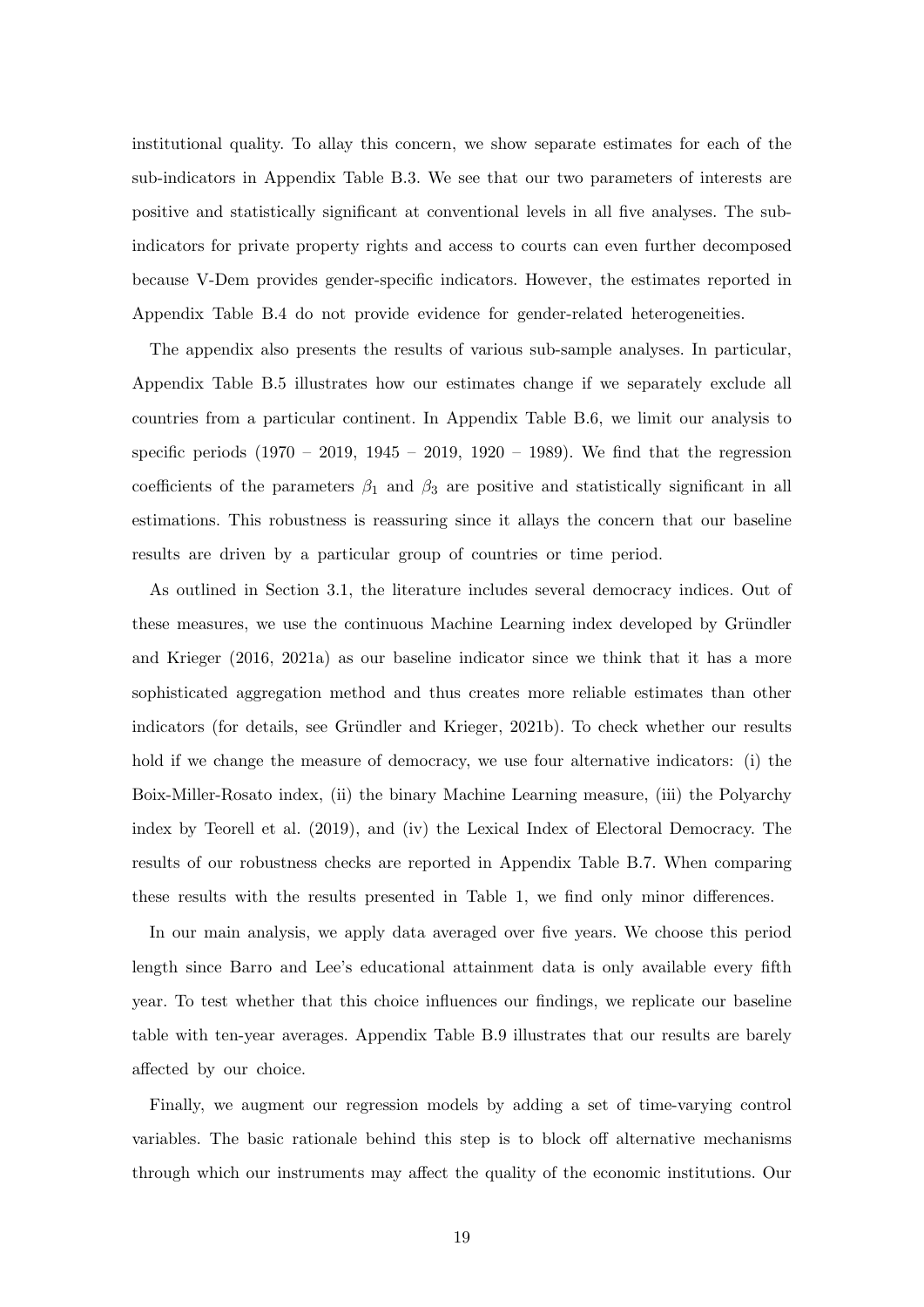institutional quality. To allay this concern, we show separate estimates for each of the sub-indicators in Appendix Table B.3. We see that our two parameters of interests are positive and statistically significant at conventional levels in all five analyses. The sub-indicators for private property rights and access to courts can even further decomposed because V-Dem provides gender-specific indicators. However, the estimates reported in Appendix Table B.4 do not provide evidence for gender-related heterogeneities.

The appendix also presents the results of various sub-sample analyses. In particular, Appendix Table B.5 illustrates how our estimates change if we separately exclude all countries from a particular continent. In Appendix Table B.6, we limit our analysis to specific periods (1970 – 2019, 1945 – 2019, 1920 – 1989). We find that the regression coefficients of the parameters $\beta_1$ and $\beta_3$ are positive and statistically significant in all estimations. This robustness is reassuring since it allays the concern that our baseline results are driven by a particular group of countries or time period.

As outlined in Section 3.1, the literature includes several democracy indices. Out of these measures, we use the continuous Machine Learning index developed by Gründler and Krieger (2016, 2021a) as our baseline indicator since we think that it has a more sophisticated aggregation method and thus creates more reliable estimates than other indicators (for details, see Gründler and Krieger, 2021b). To check whether our results hold if we change the measure of democracy, we use four alternative indicators: (i) the Boix-Miller-Rosato index, (ii) the binary Machine Learning measure, (iii) the Polyarchy index by Teorell et al. (2019), and (iv) the Lexical Index of Electoral Democracy. The results of our robustness checks are reported in Appendix Table B.7. When comparing these results with the results presented in Table 1, we find only minor differences.

In our main analysis, we apply data averaged over five years. We choose this period length since Barro and Lee's educational attainment data is only available every fifth year. To test whether that this choice influences our findings, we replicate our baseline table with ten-year averages. Appendix Table B.9 illustrates that our results are barely affected by our choice.

Finally, we augment our regression models by adding a set of time-varying control variables. The basic rationale behind this step is to block off alternative mechanisms through which our instruments may affect the quality of the economic institutions. Our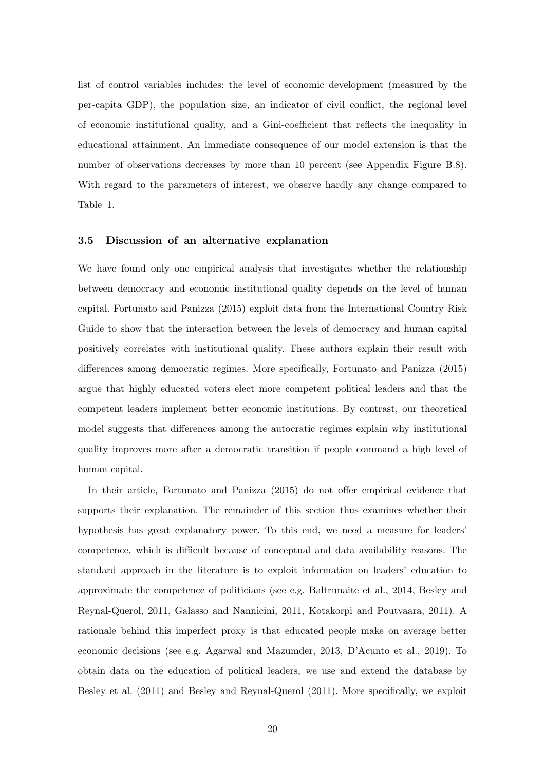list of control variables includes: the level of economic development (measured by the per-capita GDP), the population size, an indicator of civil conflict, the regional level of economic institutional quality, and a Gini-coefficient that reflects the inequality in educational attainment. An immediate consequence of our model extension is that the number of observations decreases by more than 10 percent (see Appendix Figure B.8). With regard to the parameters of interest, we observe hardly any change compared to Table 1.

### 3.5 Discussion of an alternative explanation

We have found only one empirical analysis that investigates whether the relationship between democracy and economic institutional quality depends on the level of human capital. Fortunato and Panizza (2015) exploit data from the International Country Risk Guide to show that the interaction between the levels of democracy and human capital positively correlates with institutional quality. These authors explain their result with differences among democratic regimes. More specifically, Fortunato and Panizza (2015) argue that highly educated voters elect more competent political leaders and that the competent leaders implement better economic institutions. By contrast, our theoretical model suggests that differences among the autocratic regimes explain why institutional quality improves more after a democratic transition if people command a high level of human capital.

In their article, Fortunato and Panizza (2015) do not offer empirical evidence that supports their explanation. The remainder of this section thus examines whether their hypothesis has great explanatory power. To this end, we need a measure for leaders' competence, which is difficult because of conceptual and data availability reasons. The standard approach in the literature is to exploit information on leaders' education to approximate the competence of politicians (see e.g. Baltrunaite et al., 2014, Besley and Reynal-Querol, 2011, Galasso and Nannicini, 2011, Kotakorpi and Poutvaara, 2011). A rationale behind this imperfect proxy is that educated people make on average better economic decisions (see e.g. Agarwal and Mazumder, 2013, D'Acunto et al., 2019). To obtain data on the education of political leaders, we use and extend the database by Besley et al. (2011) and Besley and Reynal-Querol (2011). More specifically, we exploit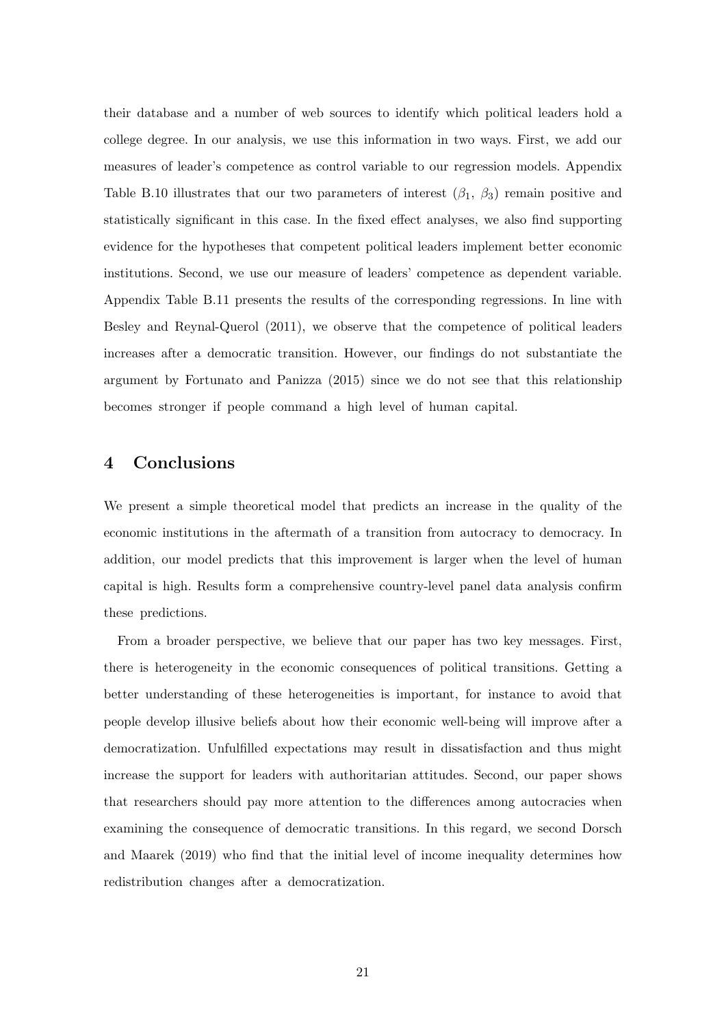their database and a number of web sources to identify which political leaders hold a college degree. In our analysis, we use this information in two ways. First, we add our measures of leader's competence as control variable to our regression models. Appendix Table B.10 illustrates that our two parameters of interest ($\beta_1$, $\beta_3$) remain positive and statistically significant in this case. In the fixed effect analyses, we also find supporting evidence for the hypotheses that competent political leaders implement better economic institutions. Second, we use our measure of leaders' competence as dependent variable. Appendix Table B.11 presents the results of the corresponding regressions. In line with Besley and Reynal-Querol (2011), we observe that the competence of political leaders increases after a democratic transition. However, our findings do not substantiate the argument by Fortunato and Panizza (2015) since we do not see that this relationship becomes stronger if people command a high level of human capital.

## 4 Conclusions

We present a simple theoretical model that predicts an increase in the quality of the economic institutions in the aftermath of a transition from autocracy to democracy. In addition, our model predicts that this improvement is larger when the level of human capital is high. Results form a comprehensive country-level panel data analysis confirm these predictions.

From a broader perspective, we believe that our paper has two key messages. First, there is heterogeneity in the economic consequences of political transitions. Getting a better understanding of these heterogeneities is important, for instance to avoid that people develop illusive beliefs about how their economic well-being will improve after a democratization. Unfulfilled expectations may result in dissatisfaction and thus might increase the support for leaders with authoritarian attitudes. Second, our paper shows that researchers should pay more attention to the differences among autocracies when examining the consequence of democratic transitions. In this regard, we second Dorsch and Maarek (2019) who find that the initial level of income inequality determines how redistribution changes after a democratization.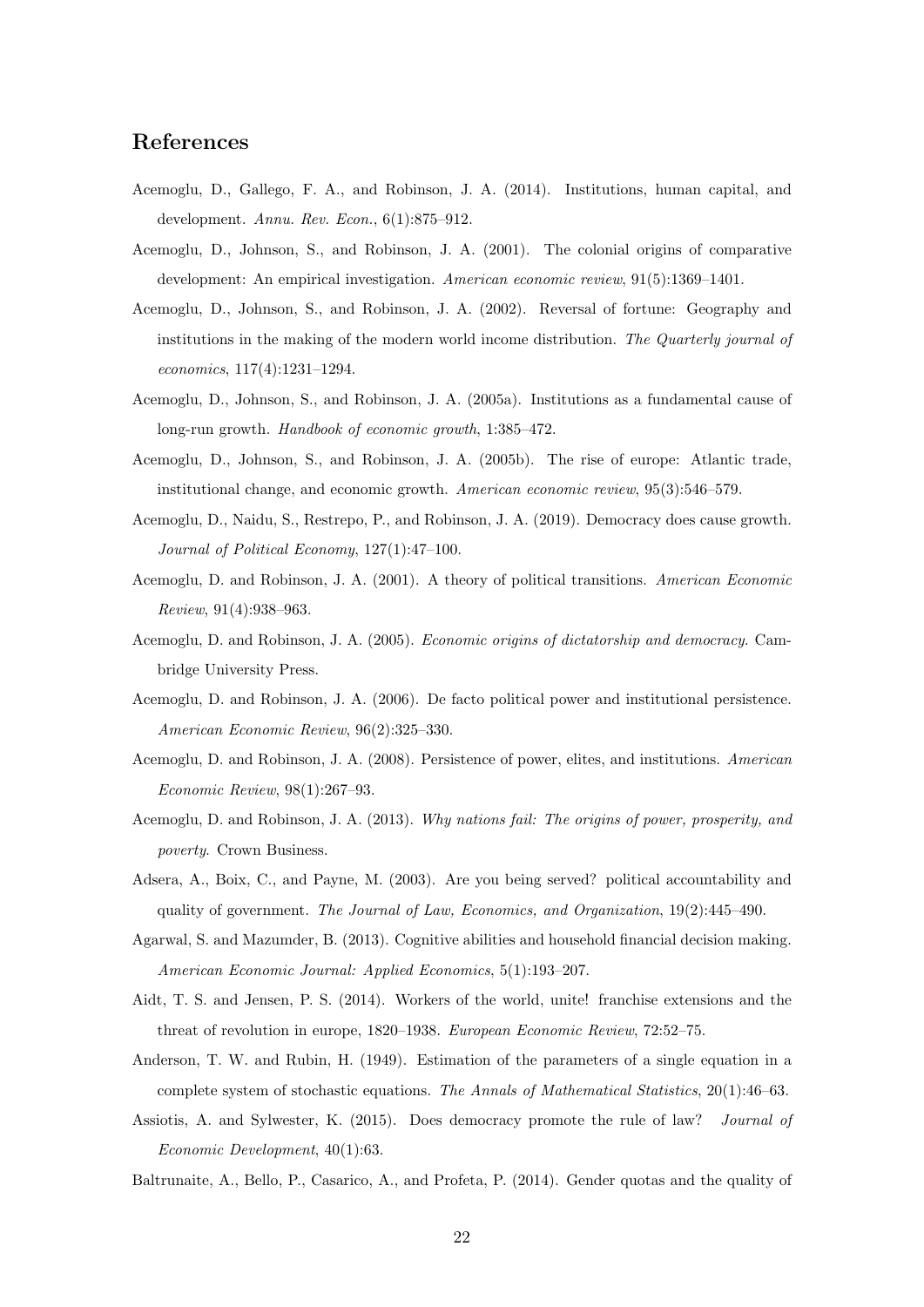## References

Acemoglu, D., Gallego, F. A., and Robinson, J. A. (2014). Institutions, human capital, and development. *Annu. Rev. Econ.*, 6(1):875–912.

Acemoglu, D., Johnson, S., and Robinson, J. A. (2001). The colonial origins of comparative development: An empirical investigation. *American economic review*, 91(5):1369–1401.

Acemoglu, D., Johnson, S., and Robinson, J. A. (2002). Reversal of fortune: Geography and institutions in the making of the modern world income distribution. *The Quarterly journal of economics*, 117(4):1231–1294.

Acemoglu, D., Johnson, S., and Robinson, J. A. (2005a). Institutions as a fundamental cause of long-run growth. *Handbook of economic growth*, 1:385–472.

Acemoglu, D., Johnson, S., and Robinson, J. A. (2005b). The rise of europe: Atlantic trade, institutional change, and economic growth. *American economic review*, 95(3):546–579.

Acemoglu, D., Naidu, S., Restrepo, P., and Robinson, J. A. (2019). Democracy does cause growth. *Journal of Political Economy*, 127(1):47–100.

Acemoglu, D. and Robinson, J. A. (2001). A theory of political transitions. *American Economic Review*, 91(4):938–963.

Acemoglu, D. and Robinson, J. A. (2005). *Economic origins of dictatorship and democracy*. Cambridge University Press.

Acemoglu, D. and Robinson, J. A. (2006). De facto political power and institutional persistence. *American Economic Review*, 96(2):325–330.

Acemoglu, D. and Robinson, J. A. (2008). Persistence of power, elites, and institutions. *American Economic Review*, 98(1):267–93.

Acemoglu, D. and Robinson, J. A. (2013). *Why nations fail: The origins of power, prosperity, and poverty*. Crown Business.

Adsera, A., Boix, C., and Payne, M. (2003). Are you being served? political accountability and quality of government. *The Journal of Law, Economics, and Organization*, 19(2):445–490.

Agarwal, S. and Mazumder, B. (2013). Cognitive abilities and household financial decision making. *American Economic Journal: Applied Economics*, 5(1):193–207.

Aidt, T. S. and Jensen, P. S. (2014). Workers of the world, unite! franchise extensions and the threat of revolution in europe, 1820–1938. *European Economic Review*, 72:52–75.

Anderson, T. W. and Rubin, H. (1949). Estimation of the parameters of a single equation in a complete system of stochastic equations. *The Annals of Mathematical Statistics*, 20(1):46–63.

Assiotis, A. and Sylwester, K. (2015). Does democracy promote the rule of law? *Journal of Economic Development*, 40(1):63.

Baltrunaite, A., Bello, P., Casarico, A., and Profeta, P. (2014). Gender quotas and the quality of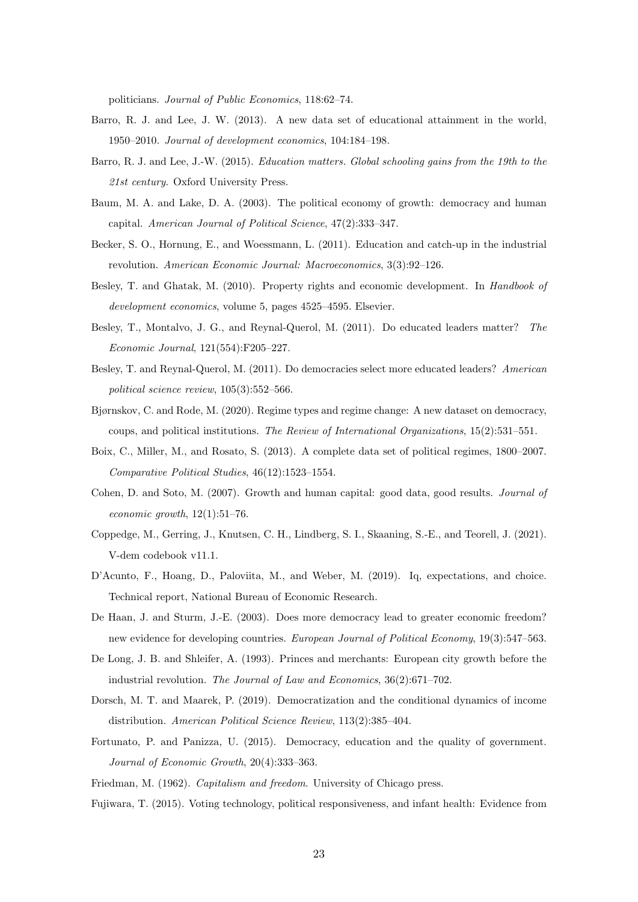politicians. *Journal of Public Economics*, 118:62–74.

Barro, R. J. and Lee, J. W. (2013). A new data set of educational attainment in the world, 1950–2010. *Journal of development economics*, 104:184–198.

Barro, R. J. and Lee, J.-W. (2015). *Education matters. Global schooling gains from the 19th to the 21st century*. Oxford University Press.

Baum, M. A. and Lake, D. A. (2003). The political economy of growth: democracy and human capital. *American Journal of Political Science*, 47(2):333–347.

Becker, S. O., Hornung, E., and Woessmann, L. (2011). Education and catch-up in the industrial revolution. *American Economic Journal: Macroeconomics*, 3(3):92–126.

Besley, T. and Ghatak, M. (2010). Property rights and economic development. In *Handbook of development economics*, volume 5, pages 4525–4595. Elsevier.

Besley, T., Montalvo, J. G., and Reynal-Querol, M. (2011). Do educated leaders matter? *The Economic Journal*, 121(554):F205–227.

Besley, T. and Reynal-Querol, M. (2011). Do democracies select more educated leaders? *American political science review*, 105(3):552–566.

Bjørnskov, C. and Rode, M. (2020). Regime types and regime change: A new dataset on democracy, coups, and political institutions. *The Review of International Organizations*, 15(2):531–551.

Boix, C., Miller, M., and Rosato, S. (2013). A complete data set of political regimes, 1800–2007. *Comparative Political Studies*, 46(12):1523–1554.

Cohen, D. and Soto, M. (2007). Growth and human capital: good data, good results. *Journal of economic growth*, 12(1):51–76.

Coppedge, M., Gerring, J., Knutsen, C. H., Lindberg, S. I., Skaaning, S.-E., and Teorell, J. (2021). V-dem codebook v11.1.

D'Acunto, F., Hoang, D., Paloviita, M., and Weber, M. (2019). Iq, expectations, and choice. Technical report, National Bureau of Economic Research.

De Haan, J. and Sturm, J.-E. (2003). Does more democracy lead to greater economic freedom? new evidence for developing countries. *European Journal of Political Economy*, 19(3):547–563.

De Long, J. B. and Shleifer, A. (1993). Princes and merchants: European city growth before the industrial revolution. *The Journal of Law and Economics*, 36(2):671–702.

Dorsch, M. T. and Maarek, P. (2019). Democratization and the conditional dynamics of income distribution. *American Political Science Review*, 113(2):385–404.

Fortunato, P. and Panizza, U. (2015). Democracy, education and the quality of government. *Journal of Economic Growth*, 20(4):333–363.

Friedman, M. (1962). *Capitalism and freedom*. University of Chicago press.

Fujiwara, T. (2015). Voting technology, political responsiveness, and infant health: Evidence from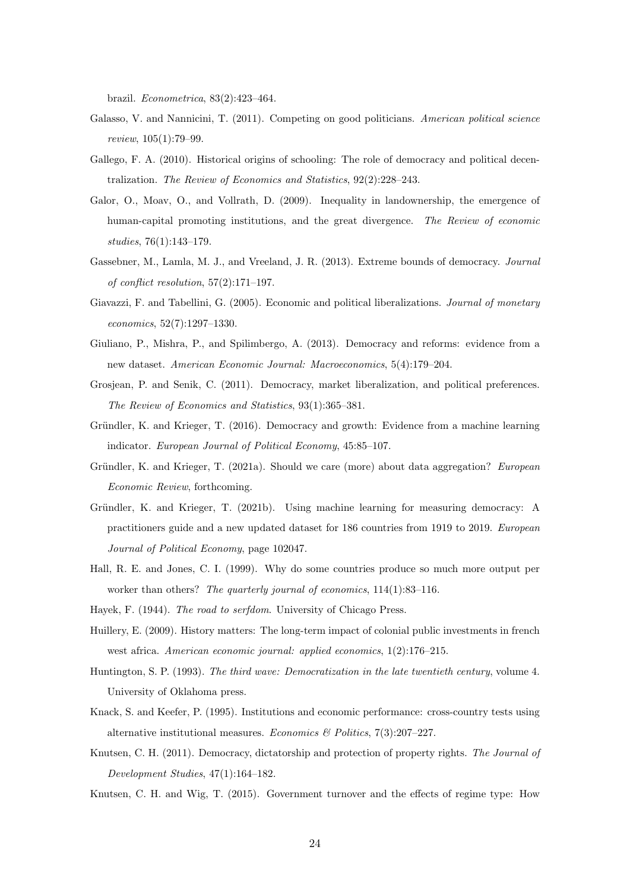brazil. *Econometrica*, 83(2):423–464.

Galasso, V. and Nannicini, T. (2011). Competing on good politicians. *American political science review*, 105(1):79–99.

Gallego, F. A. (2010). Historical origins of schooling: The role of democracy and political decentralization. *The Review of Economics and Statistics*, 92(2):228–243.

Galor, O., Moav, O., and Vollrath, D. (2009). Inequality in landownership, the emergence of human-capital promoting institutions, and the great divergence. *The Review of economic studies*, 76(1):143–179.

Gassebner, M., Lamla, M. J., and Vreeland, J. R. (2013). Extreme bounds of democracy. *Journal of conflict resolution*, 57(2):171–197.

Giavazzi, F. and Tabellini, G. (2005). Economic and political liberalizations. *Journal of monetary economics*, 52(7):1297–1330.

Giuliano, P., Mishra, P., and Spilimbergo, A. (2013). Democracy and reforms: evidence from a new dataset. *American Economic Journal: Macroeconomics*, 5(4):179–204.

Grosjean, P. and Senik, C. (2011). Democracy, market liberalization, and political preferences. *The Review of Economics and Statistics*, 93(1):365–381.

Gründler, K. and Krieger, T. (2016). Democracy and growth: Evidence from a machine learning indicator. *European Journal of Political Economy*, 45:85–107.

Gründler, K. and Krieger, T. (2021a). Should we care (more) about data aggregation? *European Economic Review*, forthcoming.

Gründler, K. and Krieger, T. (2021b). Using machine learning for measuring democracy: A practitioners guide and a new updated dataset for 186 countries from 1919 to 2019. *European Journal of Political Economy*, page 102047.

Hall, R. E. and Jones, C. I. (1999). Why do some countries produce so much more output per worker than others? *The quarterly journal of economics*, 114(1):83–116.

Hayek, F. (1944). *The road to serfdom*. University of Chicago Press.

Huillery, E. (2009). History matters: The long-term impact of colonial public investments in french west africa. *American economic journal: applied economics*, 1(2):176–215.

Huntington, S. P. (1993). *The third wave: Democratization in the late twentieth century*, volume 4. University of Oklahoma press.

Knack, S. and Keefer, P. (1995). Institutions and economic performance: cross-country tests using alternative institutional measures. *Economics & Politics*, 7(3):207–227.

Knutsen, C. H. (2011). Democracy, dictatorship and protection of property rights. *The Journal of Development Studies*, 47(1):164–182.

Knutsen, C. H. and Wig, T. (2015). Government turnover and the effects of regime type: How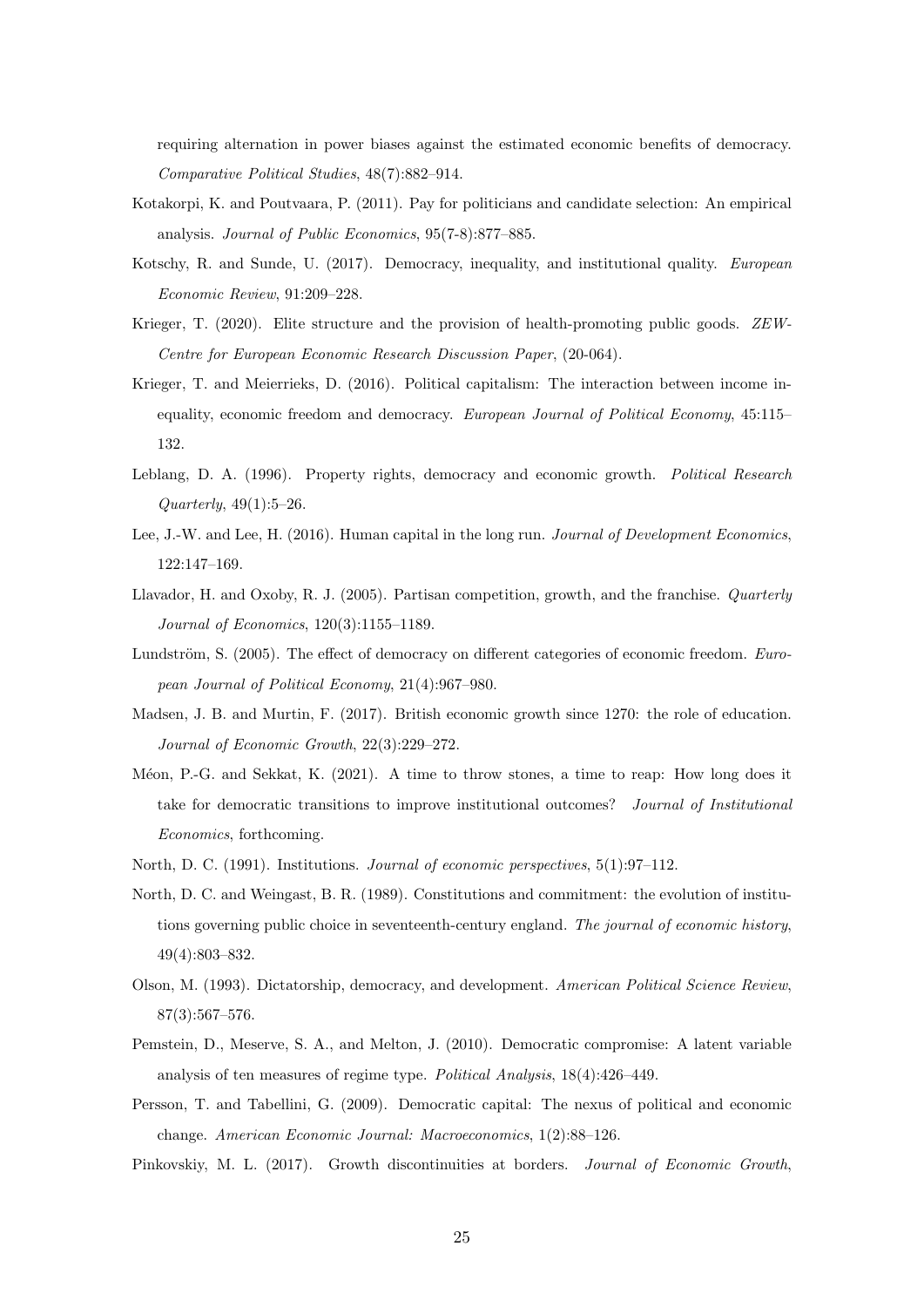requiring alternation in power biases against the estimated economic benefits of democracy. *Comparative Political Studies*, 48(7):882–914.

Kotakorpi, K. and Poutvaara, P. (2011). Pay for politicians and candidate selection: An empirical analysis. *Journal of Public Economics*, 95(7-8):877–885.

Kotschy, R. and Sunde, U. (2017). Democracy, inequality, and institutional quality. *European Economic Review*, 91:209–228.

Krieger, T. (2020). Elite structure and the provision of health-promoting public goods. *ZEW-Centre for European Economic Research Discussion Paper*, (20-064).

Krieger, T. and Meierrieks, D. (2016). Political capitalism: The interaction between income inequality, economic freedom and democracy. *European Journal of Political Economy*, 45:115–132.

Leblang, D. A. (1996). Property rights, democracy and economic growth. *Political Research Quarterly*, 49(1):5–26.

Lee, J.-W. and Lee, H. (2016). Human capital in the long run. *Journal of Development Economics*, 122:147–169.

Llavador, H. and Oxoby, R. J. (2005). Partisan competition, growth, and the franchise. *Quarterly Journal of Economics*, 120(3):1155–1189.

Lundström, S. (2005). The effect of democracy on different categories of economic freedom. *European Journal of Political Economy*, 21(4):967–980.

Madsen, J. B. and Murtin, F. (2017). British economic growth since 1270: the role of education. *Journal of Economic Growth*, 22(3):229–272.

Méon, P.-G. and Sekkat, K. (2021). A time to throw stones, a time to reap: How long does it take for democratic transitions to improve institutional outcomes? *Journal of Institutional Economics*, forthcoming.

North, D. C. (1991). Institutions. *Journal of economic perspectives*, 5(1):97–112.

North, D. C. and Weingast, B. R. (1989). Constitutions and commitment: the evolution of institutions governing public choice in seventeenth-century england. *The journal of economic history*, 49(4):803–832.

Olson, M. (1993). Dictatorship, democracy, and development. *American Political Science Review*, 87(3):567–576.

Pemstein, D., Meserve, S. A., and Melton, J. (2010). Democratic compromise: A latent variable analysis of ten measures of regime type. *Political Analysis*, 18(4):426–449.

Persson, T. and Tabellini, G. (2009). Democratic capital: The nexus of political and economic change. *American Economic Journal: Macroeconomics*, 1(2):88–126.

Pinkovskiy, M. L. (2017). Growth discontinuities at borders. *Journal of Economic Growth*,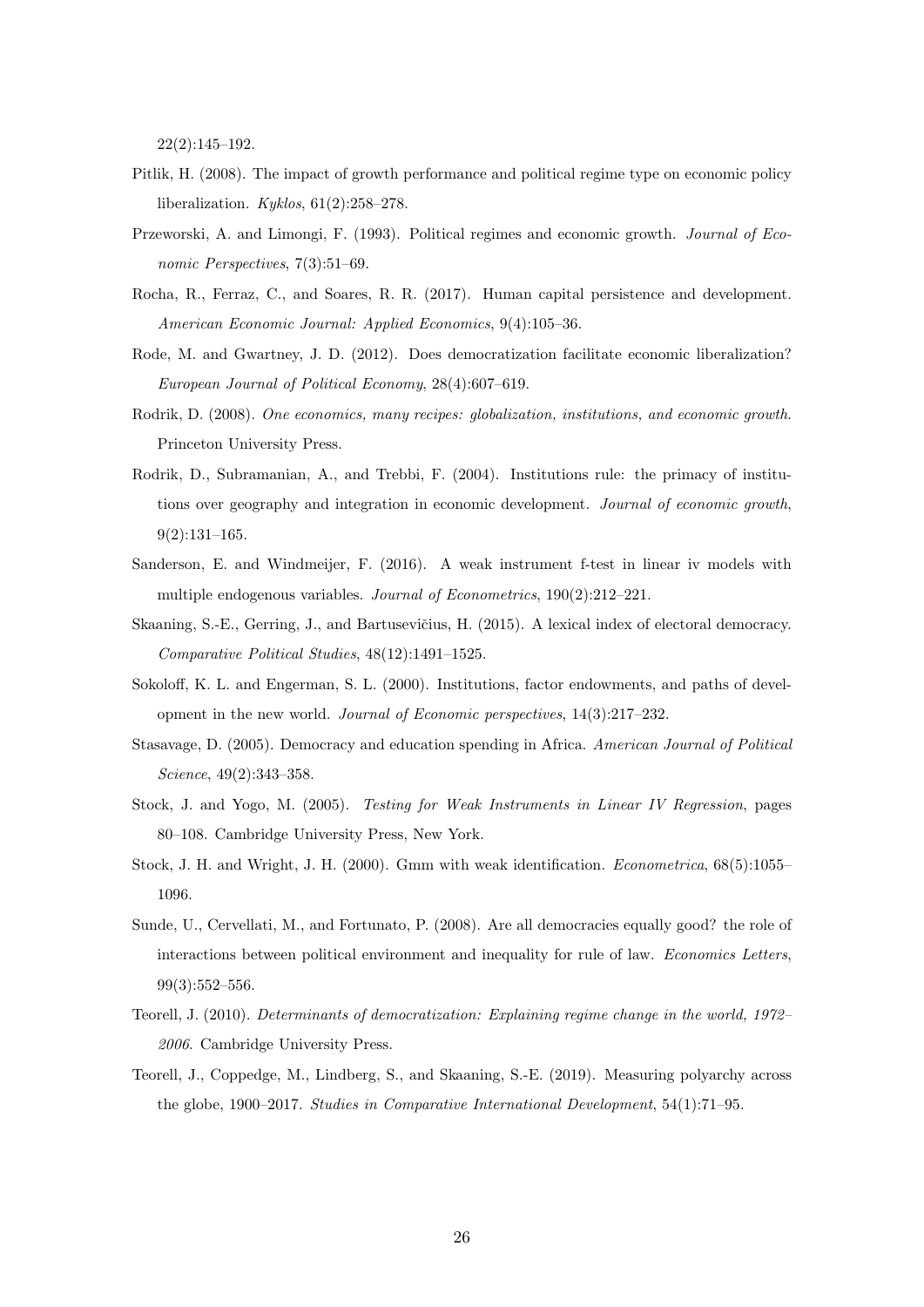22(2):145–192.

Pitlik, H. (2008). The impact of growth performance and political regime type on economic policy liberalization. *Kyklos*, 61(2):258–278.

Przeworski, A. and Limongi, F. (1993). Political regimes and economic growth. *Journal of Economic Perspectives*, 7(3):51–69.

Rocha, R., Ferraz, C., and Soares, R. R. (2017). Human capital persistence and development. *American Economic Journal: Applied Economics*, 9(4):105–36.

Rode, M. and Gwartney, J. D. (2012). Does democratization facilitate economic liberalization? *European Journal of Political Economy*, 28(4):607–619.

Rodrik, D. (2008). *One economics, many recipes: globalization, institutions, and economic growth*. Princeton University Press.

Rodrik, D., Subramanian, A., and Trebbi, F. (2004). Institutions rule: the primacy of institutions over geography and integration in economic development. *Journal of economic growth*, 9(2):131–165.

Sanderson, E. and Windmeijer, F. (2016). A weak instrument f-test in linear iv models with multiple endogenous variables. *Journal of Econometrics*, 190(2):212–221.

Skaaning, S.-E., Gerring, J., and Bartusevičius, H. (2015). A lexical index of electoral democracy. *Comparative Political Studies*, 48(12):1491–1525.

Sokoloff, K. L. and Engerman, S. L. (2000). Institutions, factor endowments, and paths of development in the new world. *Journal of Economic perspectives*, 14(3):217–232.

Stasavage, D. (2005). Democracy and education spending in Africa. *American Journal of Political Science*, 49(2):343–358.

Stock, J. and Yogo, M. (2005). *Testing for Weak Instruments in Linear IV Regression*, pages 80–108. Cambridge University Press, New York.

Stock, J. H. and Wright, J. H. (2000). Gmm with weak identification. *Econometrica*, 68(5):1055–1096.

Sunde, U., Cervellati, M., and Fortunato, P. (2008). Are all democracies equally good? the role of interactions between political environment and inequality for rule of law. *Economics Letters*, 99(3):552–556.

Teorell, J. (2010). *Determinants of democratization: Explaining regime change in the world, 1972–2006*. Cambridge University Press.

Teorell, J., Coppedge, M., Lindberg, S., and Skaaning, S.-E. (2019). Measuring polyarchy across the globe, 1900–2017. *Studies in Comparative International Development*, 54(1):71–95.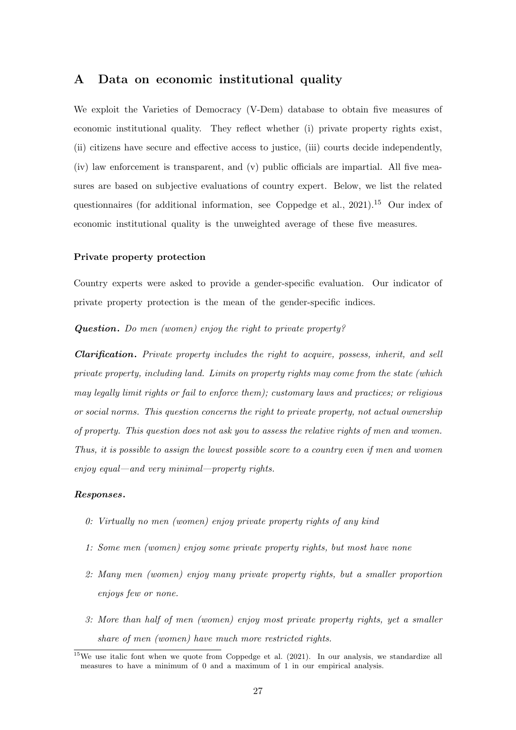# A Data on economic institutional quality

We exploit the Varieties of Democracy (V-Dem) database to obtain five measures of economic institutional quality. They reflect whether (i) private property rights exist, (ii) citizens have secure and effective access to justice, (iii) courts decide independently, (iv) law enforcement is transparent, and (v) public officials are impartial. All five measures are based on subjective evaluations of country expert. Below, we list the related questionnaires (for additional information, see Coppedge et al., 2021).[15] Our index of economic institutional quality is the unweighted average of these five measures.

### Private property protection

Country experts were asked to provide a gender-specific evaluation. Our indicator of private property protection is the mean of the gender-specific indices.

***Question.*** *Do men (women) enjoy the right to private property?*

***Clarification.*** *Private property includes the right to acquire, possess, inherit, and sell private property, including land. Limits on property rights may come from the state (which may legally limit rights or fail to enforce them); customary laws and practices; or religious or social norms. This question concerns the right to private property, not actual ownership of property. This question does not ask you to assess the relative rights of men and women. Thus, it is possible to assign the lowest possible score to a country even if men and women enjoy equal—and very minimal—property rights.*

***Responses.***

- *0: Virtually no men (women) enjoy private property rights of any kind*
- *1: Some men (women) enjoy some private property rights, but most have none*
- *2: Many men (women) enjoy many private property rights, but a smaller proportion enjoys few or none.*
- *3: More than half of men (women) enjoy most private property rights, yet a smaller share of men (women) have much more restricted rights.*

[15] We use italic font when we quote from Coppedge et al. (2021). In our analysis, we standardize all measures to have a minimum of 0 and a maximum of 1 in our empirical analysis.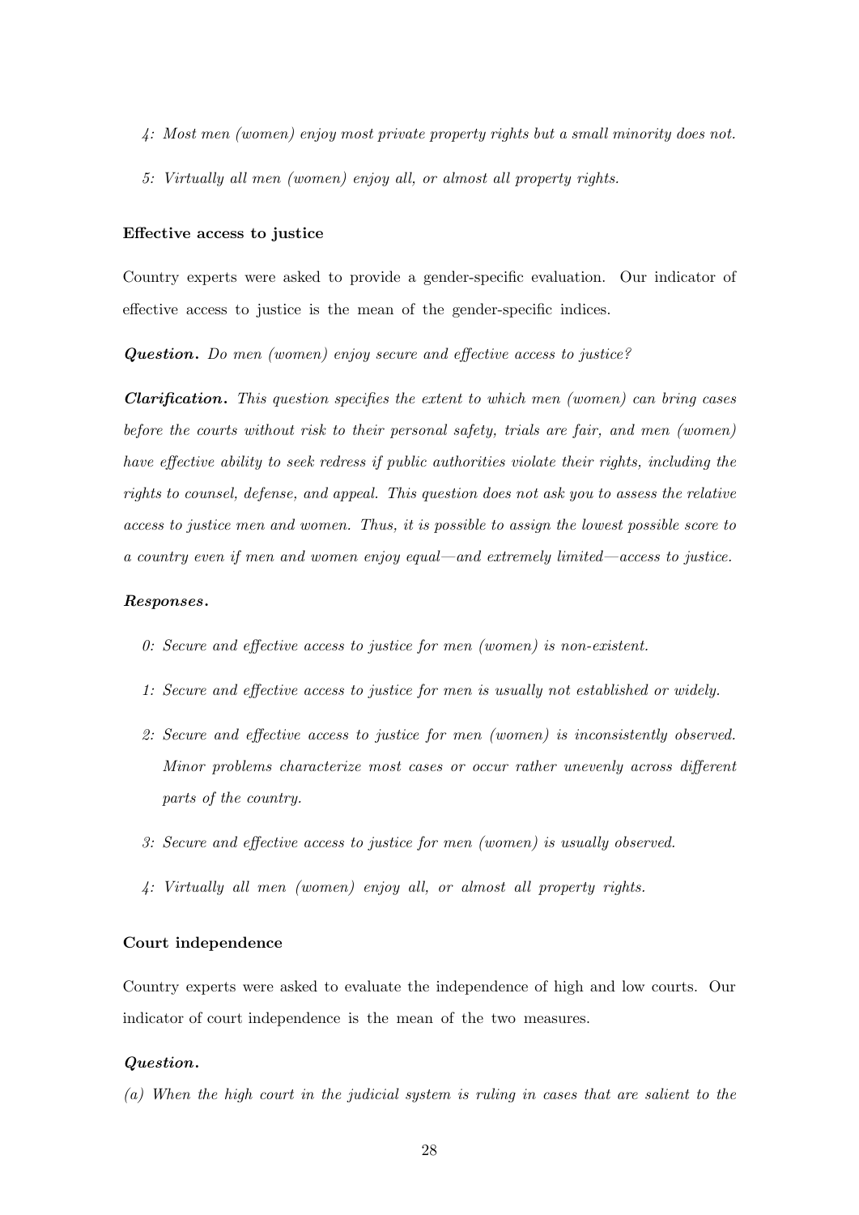4: *Most men (women) enjoy most private property rights but a small minority does not.*

5: *Virtually all men (women) enjoy all, or almost all property rights.*

**Effective access to justice**

Country experts were asked to provide a gender-specific evaluation. Our indicator of effective access to justice is the mean of the gender-specific indices.

***Question.*** *Do men (women) enjoy secure and effective access to justice?*

***Clarification.*** *This question specifies the extent to which men (women) can bring cases before the courts without risk to their personal safety, trials are fair, and men (women) have effective ability to seek redress if public authorities violate their rights, including the rights to counsel, defense, and appeal. This question does not ask you to assess the relative access to justice men and women. Thus, it is possible to assign the lowest possible score to a country even if men and women enjoy equal—and extremely limited—access to justice.*

***Responses.***

0: *Secure and effective access to justice for men (women) is non-existent.*

1: *Secure and effective access to justice for men is usually not established or widely.*

2: *Secure and effective access to justice for men (women) is inconsistently observed. Minor problems characterize most cases or occur rather unevenly across different parts of the country.*

3: *Secure and effective access to justice for men (women) is usually observed.*

4: *Virtually all men (women) enjoy all, or almost all property rights.*

**Court independence**

Country experts were asked to evaluate the independence of high and low courts. Our indicator of court independence is the mean of the two measures.

***Question.***

*(a) When the high court in the judicial system is ruling in cases that are salient to the*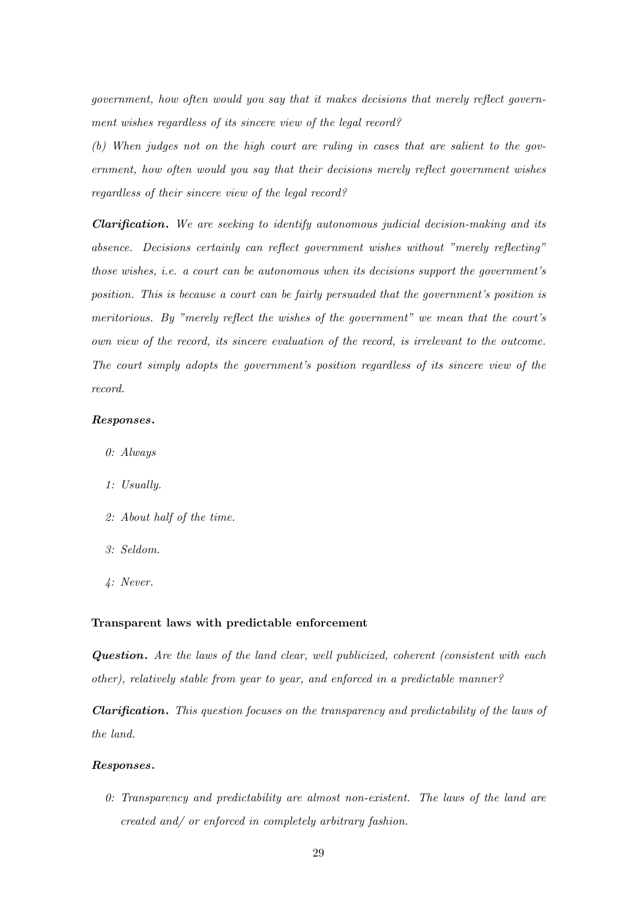*government, how often would you say that it makes decisions that merely reflect government wishes regardless of its sincere view of the legal record?*

*(b) When judges not on the high court are ruling in cases that are salient to the government, how often would you say that their decisions merely reflect government wishes regardless of their sincere view of the legal record?*

***Clarification.*** *We are seeking to identify autonomous judicial decision-making and its absence. Decisions certainly can reflect government wishes without "merely reflecting" those wishes, i.e. a court can be autonomous when its decisions support the government's position. This is because a court can be fairly persuaded that the government's position is meritorious. By "merely reflect the wishes of the government" we mean that the court's own view of the record, its sincere evaluation of the record, is irrelevant to the outcome. The court simply adopts the government's position regardless of its sincere view of the record.*

***Responses.***

- *0: Always*
- *1: Usually.*
- *2: About half of the time.*
- *3: Seldom.*
- *4: Never.*

**Transparent laws with predictable enforcement**

***Question.*** *Are the laws of the land clear, well publicized, coherent (consistent with each other), relatively stable from year to year, and enforced in a predictable manner?*

***Clarification.*** *This question focuses on the transparency and predictability of the laws of the land.*

***Responses.***

- *0: Transparency and predictability are almost non-existent. The laws of the land are created and/ or enforced in completely arbitrary fashion.*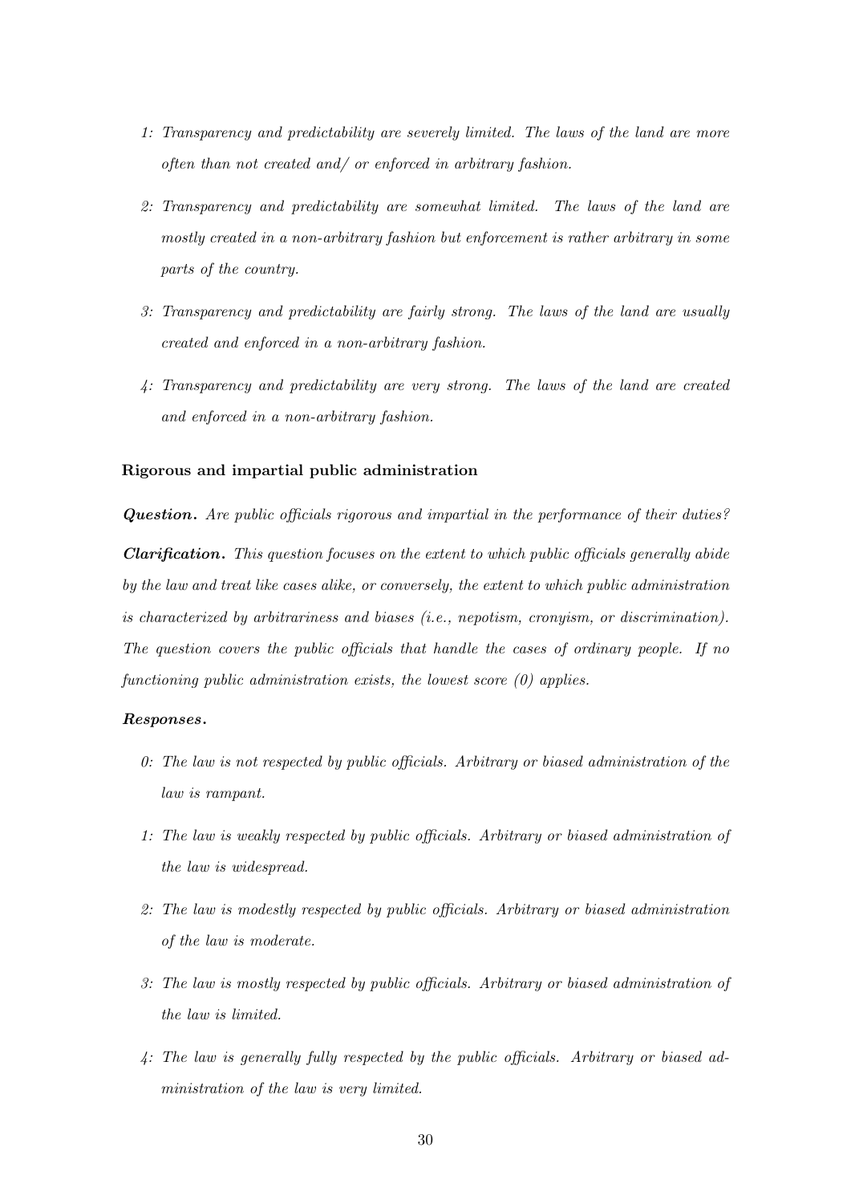- *1: Transparency and predictability are severely limited. The laws of the land are more often than not created and/ or enforced in arbitrary fashion.*
- *2: Transparency and predictability are somewhat limited. The laws of the land are mostly created in a non-arbitrary fashion but enforcement is rather arbitrary in some parts of the country.*
- *3: Transparency and predictability are fairly strong. The laws of the land are usually created and enforced in a non-arbitrary fashion.*
- *4: Transparency and predictability are very strong. The laws of the land are created and enforced in a non-arbitrary fashion.*

#### Rigorous and impartial public administration

***Question.*** *Are public officials rigorous and impartial in the performance of their duties?*

***Clarification.*** *This question focuses on the extent to which public officials generally abide by the law and treat like cases alike, or conversely, the extent to which public administration is characterized by arbitrariness and biases (i.e., nepotism, cronyism, or discrimination). The question covers the public officials that handle the cases of ordinary people. If no functioning public administration exists, the lowest score (0) applies.*

***Responses.***

- *0: The law is not respected by public officials. Arbitrary or biased administration of the law is rampant.*
- *1: The law is weakly respected by public officials. Arbitrary or biased administration of the law is widespread.*
- *2: The law is modestly respected by public officials. Arbitrary or biased administration of the law is moderate.*
- *3: The law is mostly respected by public officials. Arbitrary or biased administration of the law is limited.*
- *4: The law is generally fully respected by the public officials. Arbitrary or biased administration of the law is very limited.*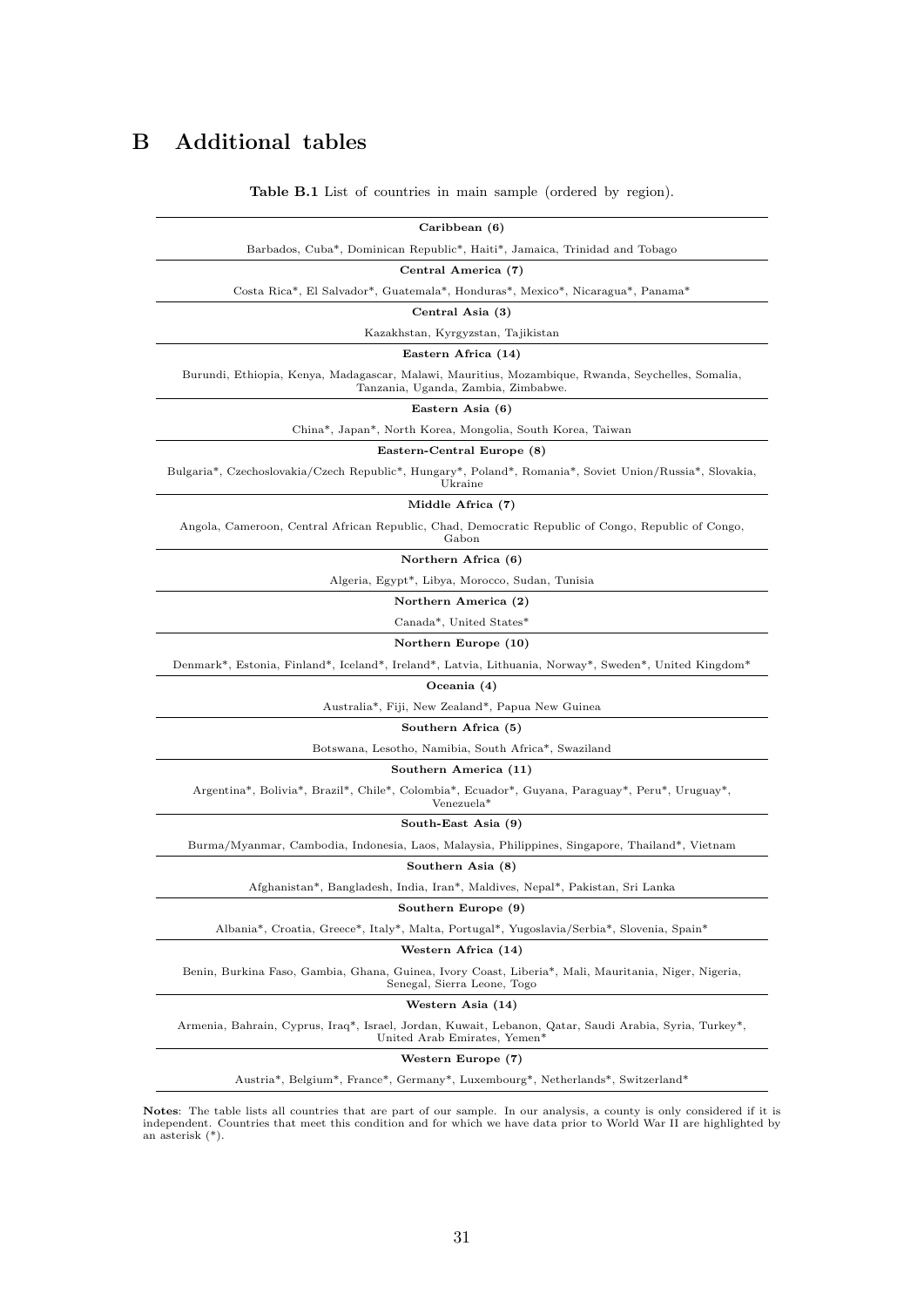# B Additional tables

**Table B.1** List of countries in main sample (ordered by region).

| **Caribbean (6)** |
|---|
| Barbados, Cuba*, Dominican Republic*, Haiti*, Jamaica, Trinidad and Tobago |
| **Central America (7)** |
| Costa Rica*, El Salvador*, Guatemala*, Honduras*, Mexico*, Nicaragua*, Panama* |
| **Central Asia (3)** |
| Kazakhstan, Kyrgyzstan, Tajikistan |
| **Eastern Africa (14)** |
| Burundi, Ethiopia, Kenya, Madagascar, Malawi, Mauritius, Mozambique, Rwanda, Seychelles, Somalia, Tanzania, Uganda, Zambia, Zimbabwe. |
| **Eastern Asia (6)** |
| China*, Japan*, North Korea, Mongolia, South Korea, Taiwan |
| **Eastern-Central Europe (8)** |
| Bulgaria*, Czechoslovakia/Czech Republic*, Hungary*, Poland*, Romania*, Soviet Union/Russia*, Slovakia, Ukraine |
| **Middle Africa (7)** |
| Angola, Cameroon, Central African Republic, Chad, Democratic Republic of Congo, Republic of Congo, Gabon |
| **Northern Africa (6)** |
| Algeria, Egypt*, Libya, Morocco, Sudan, Tunisia |
| **Northern America (2)** |
| Canada*, United States* |
| **Northern Europe (10)** |
| Denmark*, Estonia, Finland*, Iceland*, Ireland*, Latvia, Lithuania, Norway*, Sweden*, United Kingdom* |
| **Oceania (4)** |
| Australia*, Fiji, New Zealand*, Papua New Guinea |
| **Southern Africa (5)** |
| Botswana, Lesotho, Namibia, South Africa*, Swaziland |
| **Southern America (11)** |
| Argentina*, Bolivia*, Brazil*, Chile*, Colombia*, Ecuador*, Guyana, Paraguay*, Peru*, Uruguay*, Venezuela* |
| **South-East Asia (9)** |
| Burma/Myanmar, Cambodia, Indonesia, Laos, Malaysia, Philippines, Singapore, Thailand*, Vietnam |
| **Southern Asia (8)** |
| Afghanistan*, Bangladesh, India, Iran*, Maldives, Nepal*, Pakistan, Sri Lanka |
| **Southern Europe (9)** |
| Albania*, Croatia, Greece*, Italy*, Malta, Portugal*, Yugoslavia/Serbia*, Slovenia, Spain* |
| **Western Africa (14)** |
| Benin, Burkina Faso, Gambia, Ghana, Guinea, Ivory Coast, Liberia*, Mali, Mauritania, Niger, Nigeria, Senegal, Sierra Leone, Togo |
| **Western Asia (14)** |
| Armenia, Bahrain, Cyprus, Iraq*, Israel, Jordan, Kuwait, Lebanon, Qatar, Saudi Arabia, Syria, Turkey*, United Arab Emirates, Yemen* |
| **Western Europe (7)** |
| Austria*, Belgium*, France*, Germany*, Luxembourg*, Netherlands*, Switzerland* |

**Notes**: The table lists all countries that are part of our sample. In our analysis, a county is only considered if it is independent. Countries that meet this condition and for which we have data prior to World War II are highlighted by an asterisk (*).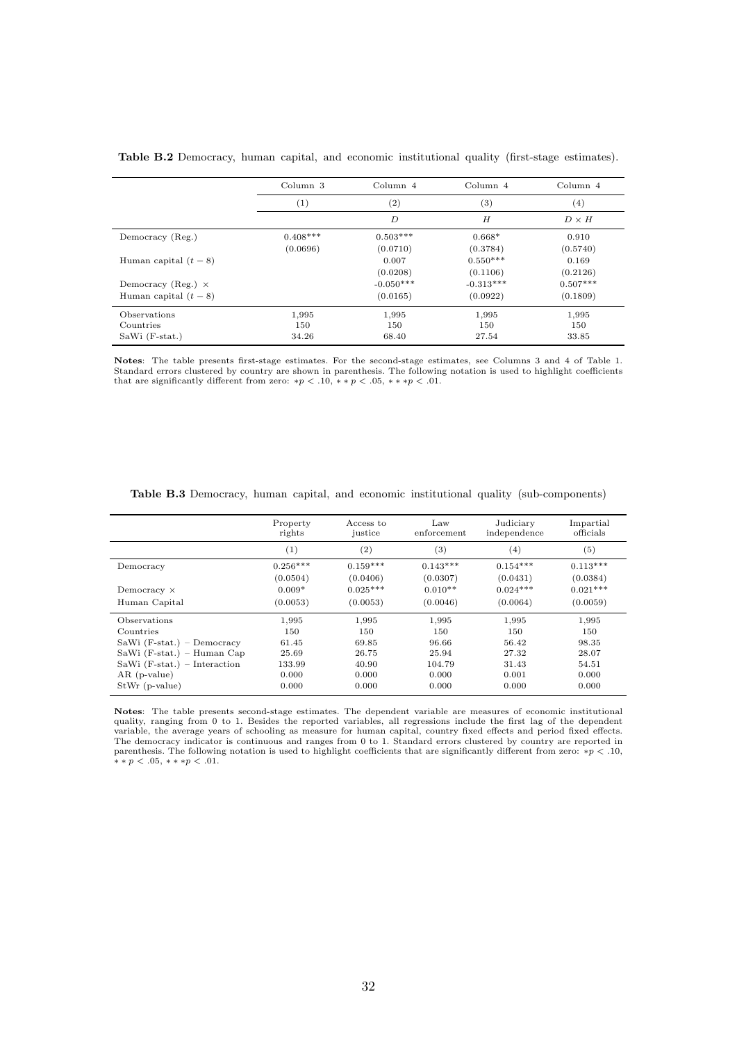**Table B.2** Democracy, human capital, and economic institutional quality (first-stage estimates).

| | Column 3 | Column 4 | Column 4 | Column 4 |
|---|---|---|---|---|
| | (1) | (2) | (3) | (4) |
| | | $D$ | $H$ | $D \times H$ |
| Democracy (Reg.) | 0.408*** | 0.503*** | 0.668* | 0.910 |
| | (0.0696) | (0.0710) | (0.3784) | (0.5740) |
| Human capital $(t-8)$ | | 0.007 | 0.550*** | 0.169 |
| | | (0.0208) | (0.1106) | (0.2126) |
| Democracy (Reg.) $\times$ | | -0.050*** | -0.313*** | 0.507*** |
| Human capital $(t-8)$ | | (0.0165) | (0.0922) | (0.1809) |
| Observations | 1,995 | 1,995 | 1,995 | 1,995 |
| Countries | 150 | 150 | 150 | 150 |
| SaWi (F-stat.) | 34.26 | 68.40 | 27.54 | 33.85 |

**Notes**: The table presents first-stage estimates. For the second-stage estimates, see Columns 3 and 4 of Table 1. Standard errors clustered by country are shown in parenthesis. The following notation is used to highlight coefficients that are significantly different from zero: $*p < .10$, $**p < .05$, $***p < .01$.

**Table B.3** Democracy, human capital, and economic institutional quality (sub-components)

| | Property rights | Access to justice | Law enforcement | Judiciary independence | Impartial officials |
|---|---|---|---|---|---|
| | (1) | (2) | (3) | (4) | (5) |
| Democracy | 0.256*** | 0.159*** | 0.143*** | 0.154*** | 0.113*** |
| | (0.0504) | (0.0406) | (0.0307) | (0.0431) | (0.0384) |
| Democracy $\times$ | 0.009* | 0.025*** | 0.010** | 0.024*** | 0.021*** |
| Human Capital | (0.0053) | (0.0053) | (0.0046) | (0.0064) | (0.0059) |
| Observations | 1,995 | 1,995 | 1,995 | 1,995 | 1,995 |
| Countries | 150 | 150 | 150 | 150 | 150 |
| SaWi (F-stat.) – Democracy | 61.45 | 69.85 | 96.66 | 56.42 | 98.35 |
| SaWi (F-stat.) – Human Cap | 25.69 | 26.75 | 25.94 | 27.32 | 28.07 |
| SaWi (F-stat.) – Interaction | 133.99 | 40.90 | 104.79 | 31.43 | 54.51 |
| AR (p-value) | 0.000 | 0.000 | 0.000 | 0.001 | 0.000 |
| StWr (p-value) | 0.000 | 0.000 | 0.000 | 0.000 | 0.000 |

**Notes**: The table presents second-stage estimates. The dependent variable are measures of economic institutional quality, ranging from 0 to 1. Besides the reported variables, all regressions include the first lag of the dependent variable, the average years of schooling as measure for human capital, country fixed effects and period fixed effects. The democracy indicator is continuous and ranges from 0 to 1. Standard errors clustered by country are reported in parenthesis. The following notation is used to highlight coefficients that are significantly different from zero: $*p < .10$, $**p < .05$, $***p < .01$.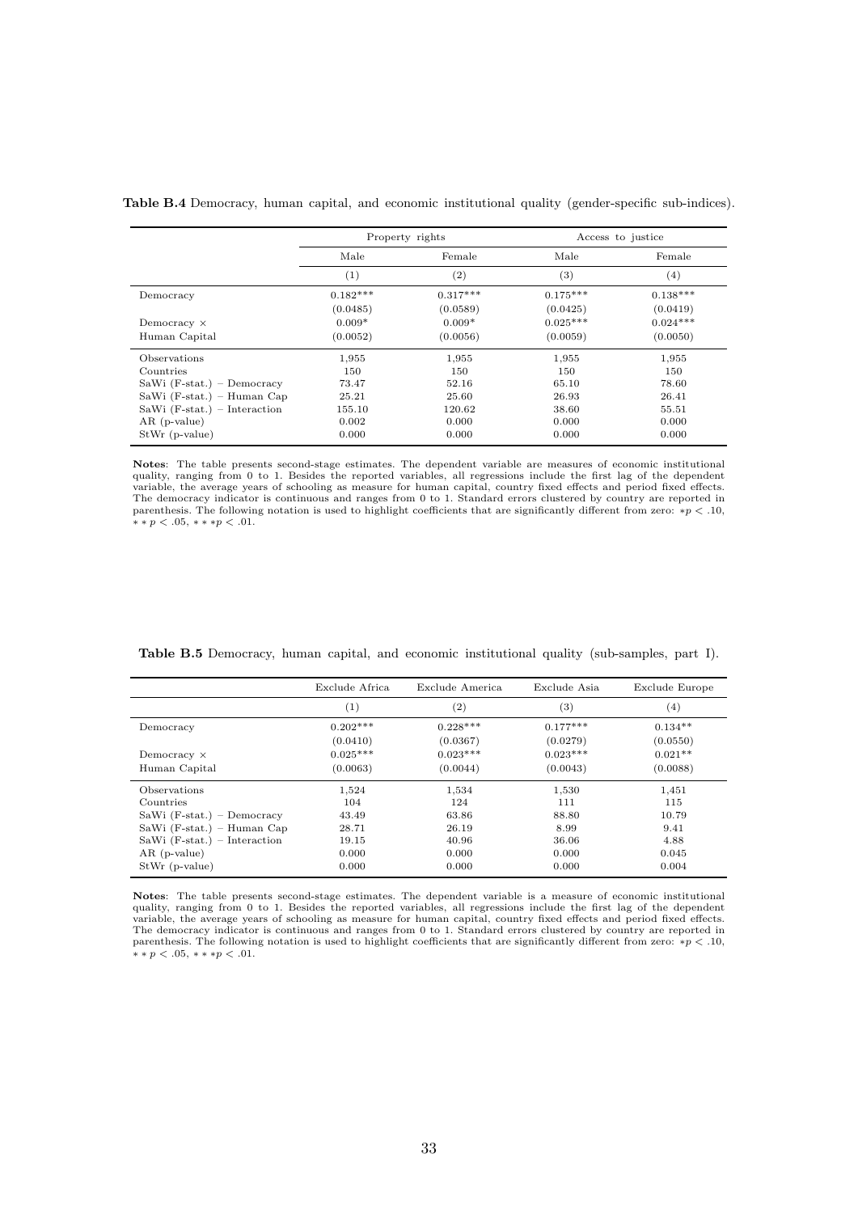**Table B.4** Democracy, human capital, and economic institutional quality (gender-specific sub-indices).

| | Property rights | | Access to justice | |
|---|---|---|---|---|
| | Male | Female | Male | Female |
| | (1) | (2) | (3) | (4) |
| Democracy | 0.182*** | 0.317*** | 0.175*** | 0.138*** |
| | (0.0485) | (0.0589) | (0.0425) | (0.0419) |
| Democracy × Human Capital | 0.009* | 0.009* | 0.025*** | 0.024*** |
| | (0.0052) | (0.0056) | (0.0059) | (0.0050) |
| Observations | 1,955 | 1,955 | 1,955 | 1,955 |
| Countries | 150 | 150 | 150 | 150 |
| SaWi (F-stat.) – Democracy | 73.47 | 52.16 | 65.10 | 78.60 |
| SaWi (F-stat.) – Human Cap | 25.21 | 25.60 | 26.93 | 26.41 |
| SaWi (F-stat.) – Interaction | 155.10 | 120.62 | 38.60 | 55.51 |
| AR (p-value) | 0.002 | 0.000 | 0.000 | 0.000 |
| StWr (p-value) | 0.000 | 0.000 | 0.000 | 0.000 |

**Notes**: The table presents second-stage estimates. The dependent variable are measures of economic institutional quality, ranging from 0 to 1. Besides the reported variables, all regressions include the first lag of the dependent variable, the average years of schooling as measure for human capital, country fixed effects and period fixed effects. The democracy indicator is continuous and ranges from 0 to 1. Standard errors clustered by country are reported in parenthesis. The following notation is used to highlight coefficients that are significantly different from zero: $*p < .10$, $**p < .05$, $***p < .01$.

**Table B.5** Democracy, human capital, and economic institutional quality (sub-samples, part I).

| | Exclude Africa | Exclude America | Exclude Asia | Exclude Europe |
|---|---|---|---|---|
| | (1) | (2) | (3) | (4) |
| Democracy | 0.202*** | 0.228*** | 0.177*** | 0.134** |
| | (0.0410) | (0.0367) | (0.0279) | (0.0550) |
| Democracy × Human Capital | 0.025*** | 0.023*** | 0.023*** | 0.021** |
| | (0.0063) | (0.0044) | (0.0043) | (0.0088) |
| Observations | 1,524 | 1,534 | 1,530 | 1,451 |
| Countries | 104 | 124 | 111 | 115 |
| SaWi (F-stat.) – Democracy | 43.49 | 63.86 | 88.80 | 10.79 |
| SaWi (F-stat.) – Human Cap | 28.71 | 26.19 | 8.99 | 9.41 |
| SaWi (F-stat.) – Interaction | 19.15 | 40.96 | 36.06 | 4.88 |
| AR (p-value) | 0.000 | 0.000 | 0.000 | 0.045 |
| StWr (p-value) | 0.000 | 0.000 | 0.000 | 0.004 |

**Notes**: The table presents second-stage estimates. The dependent variable is a measure of economic institutional quality, ranging from 0 to 1. Besides the reported variables, all regressions include the first lag of the dependent variable, the average years of schooling as measure for human capital, country fixed effects and period fixed effects. The democracy indicator is continuous and ranges from 0 to 1. Standard errors clustered by country are reported in parenthesis. The following notation is used to highlight coefficients that are significantly different from zero: $*p < .10$, $**p < .05$, $***p < .01$.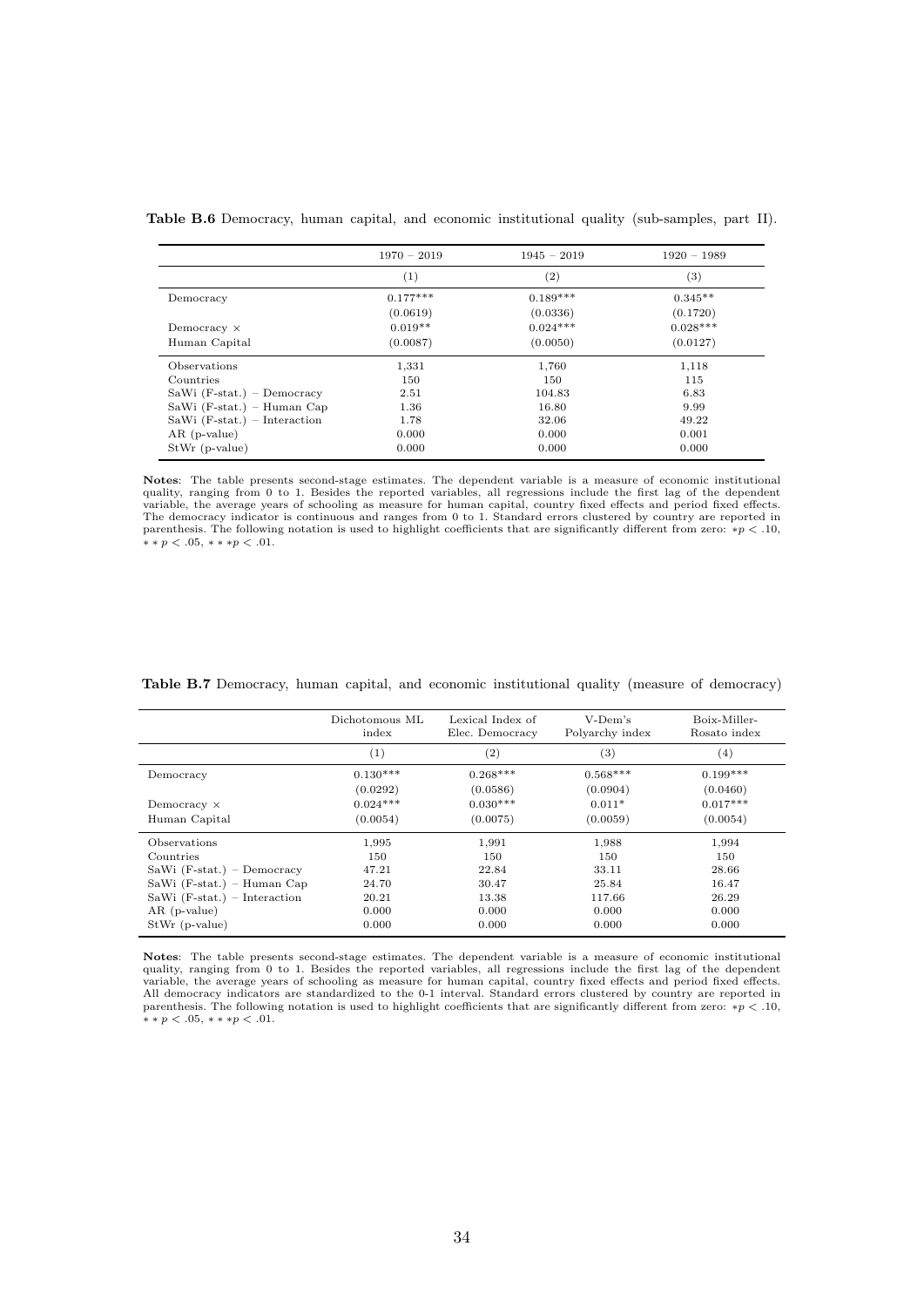**Table B.6** Democracy, human capital, and economic institutional quality (sub-samples, part II).

| | 1970 − 2019 | 1945 − 2019 | 1920 − 1989 |
|---|---|---|---|
| | (1) | (2) | (3) |
| Democracy | 0.177*** | 0.189*** | 0.345** |
| | (0.0619) | (0.0336) | (0.1720) |
| Democracy × | 0.019** | 0.024*** | 0.028*** |
| Human Capital | (0.0087) | (0.0050) | (0.0127) |
| Observations | 1,331 | 1,760 | 1,118 |
| Countries | 150 | 150 | 115 |
| SaWi (F-stat.) – Democracy | 2.51 | 104.83 | 6.83 |
| SaWi (F-stat.) – Human Cap | 1.36 | 16.80 | 9.99 |
| SaWi (F-stat.) – Interaction | 1.78 | 32.06 | 49.22 |
| AR (p-value) | 0.000 | 0.000 | 0.001 |
| StWr (p-value) | 0.000 | 0.000 | 0.000 |

**Notes**: The table presents second-stage estimates. The dependent variable is a measure of economic institutional quality, ranging from 0 to 1. Besides the reported variables, all regressions include the first lag of the dependent variable, the average years of schooling as measure for human capital, country fixed effects and period fixed effects. The democracy indicator is continuous and ranges from 0 to 1. Standard errors clustered by country are reported in parenthesis. The following notation is used to highlight coefficients that are significantly different from zero: $*p < .10$, $**p < .05$, $***p < .01$.

**Table B.7** Democracy, human capital, and economic institutional quality (measure of democracy)

| | Dichotomous ML index | Lexical Index of Elec. Democracy | V-Dem's Polyarchy index | Boix-Miller-Rosato index |
|---|---|---|---|---|
| | (1) | (2) | (3) | (4) |
| Democracy | 0.130*** | 0.268*** | 0.568*** | 0.199*** |
| | (0.0292) | (0.0586) | (0.0904) | (0.0460) |
| Democracy × | 0.024*** | 0.030*** | 0.011* | 0.017*** |
| Human Capital | (0.0054) | (0.0075) | (0.0059) | (0.0054) |
| Observations | 1,995 | 1,991 | 1,988 | 1,994 |
| Countries | 150 | 150 | 150 | 150 |
| SaWi (F-stat.) – Democracy | 47.21 | 22.84 | 33.11 | 28.66 |
| SaWi (F-stat.) – Human Cap | 24.70 | 30.47 | 25.84 | 16.47 |
| SaWi (F-stat.) – Interaction | 20.21 | 13.38 | 117.66 | 26.29 |
| AR (p-value) | 0.000 | 0.000 | 0.000 | 0.000 |
| StWr (p-value) | 0.000 | 0.000 | 0.000 | 0.000 |

**Notes**: The table presents second-stage estimates. The dependent variable is a measure of economic institutional quality, ranging from 0 to 1. Besides the reported variables, all regressions include the first lag of the dependent variable, the average years of schooling as measure for human capital, country fixed effects and period fixed effects. All democracy indicators are standardized to the 0-1 interval. Standard errors clustered by country are reported in parenthesis. The following notation is used to highlight coefficients that are significantly different from zero: $*p < .10$, $**p < .05$, $***p < .01$.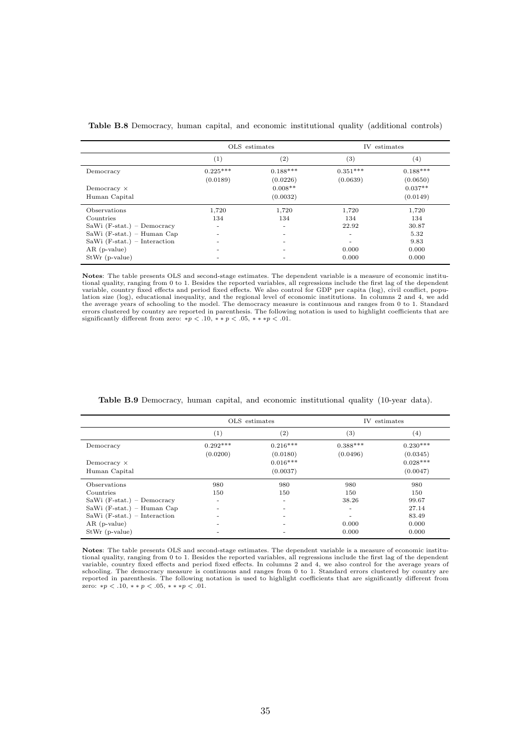**Table B.8** Democracy, human capital, and economic institutional quality (additional controls)

| | OLS estimates | | IV estimates | |
|---|---|---|---|---|
| | (1) | (2) | (3) | (4) |
| Democracy | 0.225*** | 0.188*** | 0.351*** | 0.188*** |
| | (0.0189) | (0.0226) | (0.0639) | (0.0650) |
| Democracy × | | 0.008** | | 0.037** |
| Human Capital | | (0.0032) | | (0.0149) |
| Observations | 1,720 | 1,720 | 1,720 | 1,720 |
| Countries | 134 | 134 | 134 | 134 |
| SaWi (F-stat.) – Democracy | - | - | 22.92 | 30.87 |
| SaWi (F-stat.) – Human Cap | - | - | - | 5.32 |
| SaWi (F-stat.) – Interaction | - | - | - | 9.83 |
| AR (p-value) | - | - | 0.000 | 0.000 |
| StWr (p-value) | - | - | 0.000 | 0.000 |

**Notes**: The table presents OLS and second-stage estimates. The dependent variable is a measure of economic institutional quality, ranging from 0 to 1. Besides the reported variables, all regressions include the first lag of the dependent variable, country fixed effects and period fixed effects. We also control for GDP per capita (log), civil conflict, population size (log), educational inequality, and the regional level of economic institutions. In columns 2 and 4, we add the average years of schooling to the model. The democracy measure is continuous and ranges from 0 to 1. Standard errors clustered by country are reported in parenthesis. The following notation is used to highlight coefficients that are significantly different from zero: $*p < .10$, $**p < .05$, $***p < .01$.

**Table B.9** Democracy, human capital, and economic institutional quality (10-year data).

| | OLS estimates | | IV estimates | |
|---|---|---|---|---|
| | (1) | (2) | (3) | (4) |
| Democracy | 0.292*** | 0.216*** | 0.388*** | 0.230*** |
| | (0.0200) | (0.0180) | (0.0496) | (0.0345) |
| Democracy × | | 0.016*** | | 0.028*** |
| Human Capital | | (0.0037) | | (0.0047) |
| Observations | 980 | 980 | 980 | 980 |
| Countries | 150 | 150 | 150 | 150 |
| SaWi (F-stat.) – Democracy | - | - | 38.26 | 99.67 |
| SaWi (F-stat.) – Human Cap | - | - | - | 27.14 |
| SaWi (F-stat.) – Interaction | - | - | - | 83.49 |
| AR (p-value) | - | - | 0.000 | 0.000 |
| StWr (p-value) | - | - | 0.000 | 0.000 |

**Notes**: The table presents OLS and second-stage estimates. The dependent variable is a measure of economic institutional quality, ranging from 0 to 1. Besides the reported variables, all regressions include the first lag of the dependent variable, country fixed effects and period fixed effects. In columns 2 and 4, we also control for the average years of schooling. The democracy measure is continuous and ranges from 0 to 1. Standard errors clustered by country are reported in parenthesis. The following notation is used to highlight coefficients that are significantly different from zero: $*p < .10$, $**p < .05$, $***p < .01$.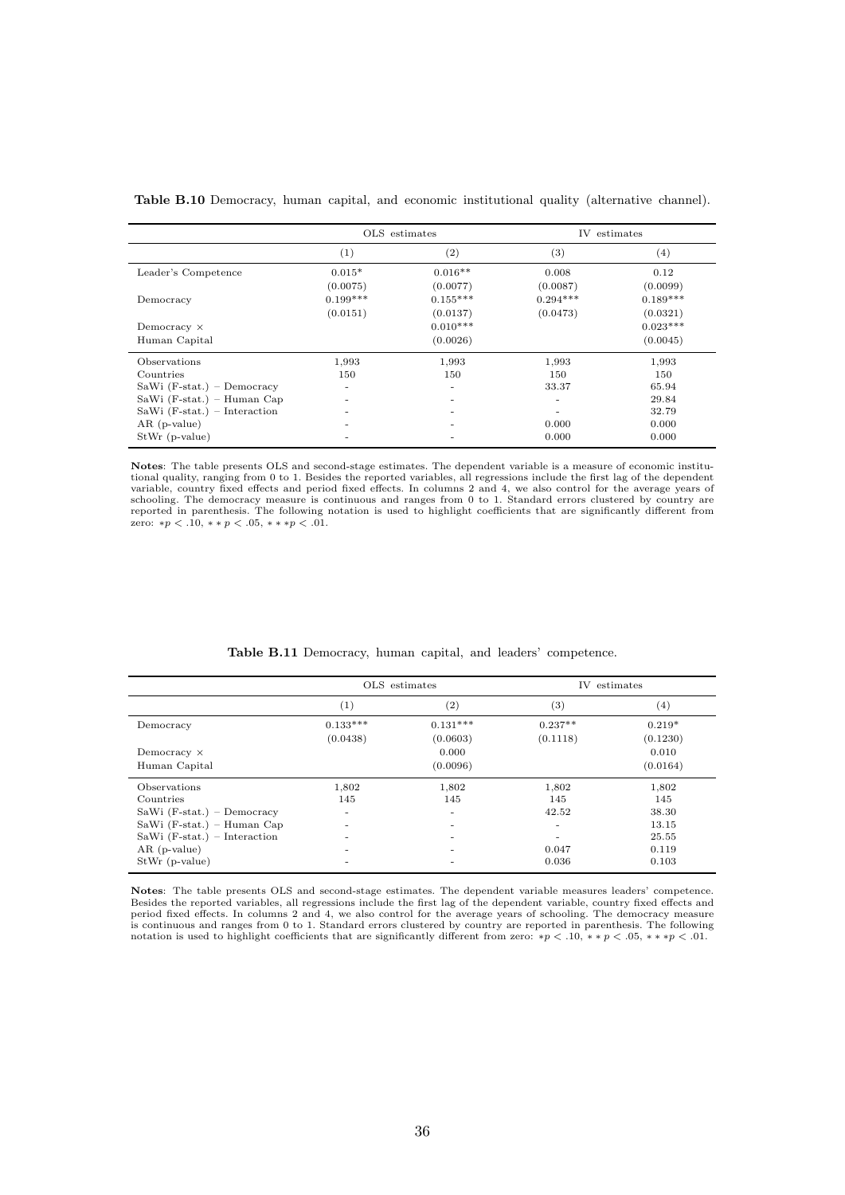**Table B.10** Democracy, human capital, and economic institutional quality (alternative channel).

| | OLS estimates | | IV estimates | |
|---|---|---|---|---|
| | (1) | (2) | (3) | (4) |
| Leader's Competence | 0.015* | 0.016** | 0.008 | 0.12 |
| | (0.0075) | (0.0077) | (0.0087) | (0.0099) |
| Democracy | 0.199*** | 0.155*** | 0.294*** | 0.189*** |
| | (0.0151) | (0.0137) | (0.0473) | (0.0321) |
| Democracy × | | 0.010*** | | 0.023*** |
| Human Capital | | (0.0026) | | (0.0045) |
| Observations | 1,993 | 1,993 | 1,993 | 1,993 |
| Countries | 150 | 150 | 150 | 150 |
| SaWi (F-stat.) – Democracy | - | - | 33.37 | 65.94 |
| SaWi (F-stat.) – Human Cap | - | - | - | 29.84 |
| SaWi (F-stat.) – Interaction | - | - | - | 32.79 |
| AR (p-value) | - | - | 0.000 | 0.000 |
| StWr (p-value) | - | - | 0.000 | 0.000 |

**Notes**: The table presents OLS and second-stage estimates. The dependent variable is a measure of economic institutional quality, ranging from 0 to 1. Besides the reported variables, all regressions include the first lag of the dependent variable, country fixed effects and period fixed effects. In columns 2 and 4, we also control for the average years of schooling. The democracy measure is continuous and ranges from 0 to 1. Standard errors clustered by country are reported in parenthesis. The following notation is used to highlight coefficients that are significantly different from zero: $*p < .10$, $**p < .05$, $***p < .01$.

**Table B.11** Democracy, human capital, and leaders' competence.

| | OLS estimates | | IV estimates | |
|---|---|---|---|---|
| | (1) | (2) | (3) | (4) |
| Democracy | 0.133*** | 0.131*** | 0.237** | 0.219* |
| | (0.0438) | (0.0603) | (0.1118) | (0.1230) |
| Democracy × | | 0.000 | | 0.010 |
| Human Capital | | (0.0096) | | (0.0164) |
| Observations | 1,802 | 1,802 | 1,802 | 1,802 |
| Countries | 145 | 145 | 145 | 145 |
| SaWi (F-stat.) – Democracy | - | - | 42.52 | 38.30 |
| SaWi (F-stat.) – Human Cap | - | - | - | 13.15 |
| SaWi (F-stat.) – Interaction | - | - | - | 25.55 |
| AR (p-value) | - | - | 0.047 | 0.119 |
| StWr (p-value) | - | - | 0.036 | 0.103 |

**Notes**: The table presents OLS and second-stage estimates. The dependent variable measures leaders' competence. Besides the reported variables, all regressions include the first lag of the dependent variable, country fixed effects and period fixed effects. In columns 2 and 4, we also control for the average years of schooling. The democracy measure is continuous and ranges from 0 to 1. Standard errors clustered by country are reported in parenthesis. The following notation is used to highlight coefficients that are significantly different from zero: $*p < .10$, $**p < .05$, $***p < .01$.